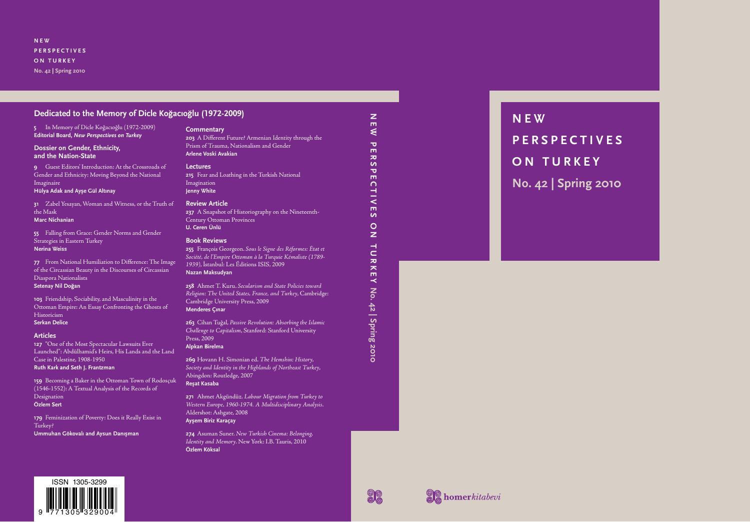# NEW PERSPECTIVES ON TURKEY

**No. 42 | Spring 2010**

## Dedicated to the Memory of Dicle Koğacıoğlu (1972-2009)

**5** In Memory of Dicle Koğacıoğlu (1972-2009)
**Editorial Board, *New Perspectives on Turkey***

### Dossier on Gender, Ethnicity, and the Nation-State

**9** Guest Editors' Introduction: At the Crossroads of Gender and Ethnicity: Moving Beyond the National Imaginaire
**Hülya Adak and Ayşe Gül Altınay**

**31** Zabel Yesayan, Woman and Witness, or the Truth of the Mask
**Marc Nichanian**

**55** Falling from Grace: Gender Norms and Gender Strategies in Eastern Turkey
**Nerina Weiss**

**77** From National Humiliation to Difference: The Image of the Circassian Beauty in the Discourses of Circassian Diaspora Nationalists
**Setenay Nil Doğan**

**103** Friendship, Sociability, and Masculinity in the Ottoman Empire: An Essay Confronting the Ghosts of Historicism
**Serkan Delice**

### Articles

**127** "One of the Most Spectacular Lawsuits Ever Launched": Abdülhamid's Heirs, His Lands and the Land Case in Palestine, 1908-1950
**Ruth Kark and Seth J. Frantzman**

**159** Becoming a Baker in the Ottoman Town of Rodosçuk (1546-1552): A Textual Analysis of the Records of Designation
**Özlem Sert**

**179** Feminization of Poverty: Does it Really Exist in Turkey?
**Ummuhan Gökovalı and Aysun Danışman**

### Commentary

**203** A Different Future? Armenian Identity through the Prism of Trauma, Nationalism and Gender
**Arlene Voski Avakian**

### Lectures

**215** Fear and Loathing in the Turkish National Imagination
**Jenny White**

### Review Article

**237** A Snapshot of Historiography on the Nineteenth-Century Ottoman Provinces
**U. Ceren Ünlü**

### Book Reviews

**255** François Georgeon. *Sous le Signe des Réformes: État et Société, de l'Empire Ottoman à la Turquie Kémaliste (1789-1939)*, İstanbul: Les Éditions ISIS, 2009
**Nazan Maksudyan**

**258** Ahmet T. Kuru. *Secularism and State Policies toward Religion: The United States, France, and Turkey*, Cambridge: Cambridge University Press, 2009
**Menderes Çınar**

**263** Cihan Tuğal, *Passive Revolution: Absorbing the Islamic Challenge to Capitalism*, Stanford: Stanford University Press, 2009
**Alpkan Birelma**

**269** Hovann H. Simonian ed. *The Hemshin: History, Society and Identity in the Highlands of Northeast Turkey*, Abingdon: Routledge, 2007
**Reşat Kasaba**

**271** Ahmet Akgündüz. *Labour Migration from Turkey to Western Europe, 1960-1974. A Multidisciplinary Analysis*. Aldershot: Ashgate, 2008
**Ayşem Biriz Karaçay**

**274** Asuman Suner. *New Turkish Cinema: Belonging, Identity and Memory*. New York: I.B. Tauris, 2010
**Özlem Köksal**

ISSN 1305-3299

9 771305 329004

homer*kitabevi*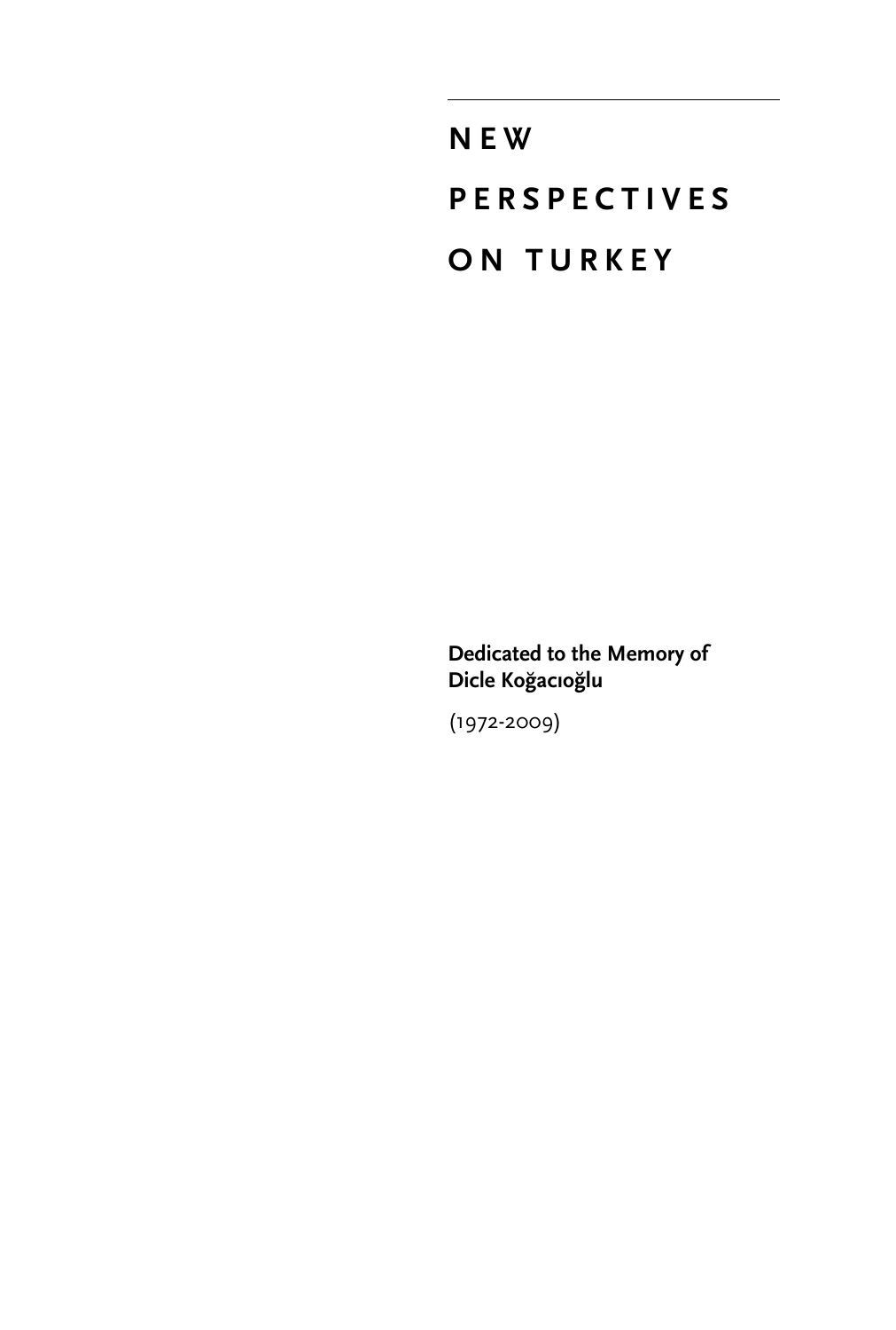# NEW PERSPECTIVES ON TURKEY

**Dedicated to the Memory of Dicle Koğacıoğlu**

(1972-2009)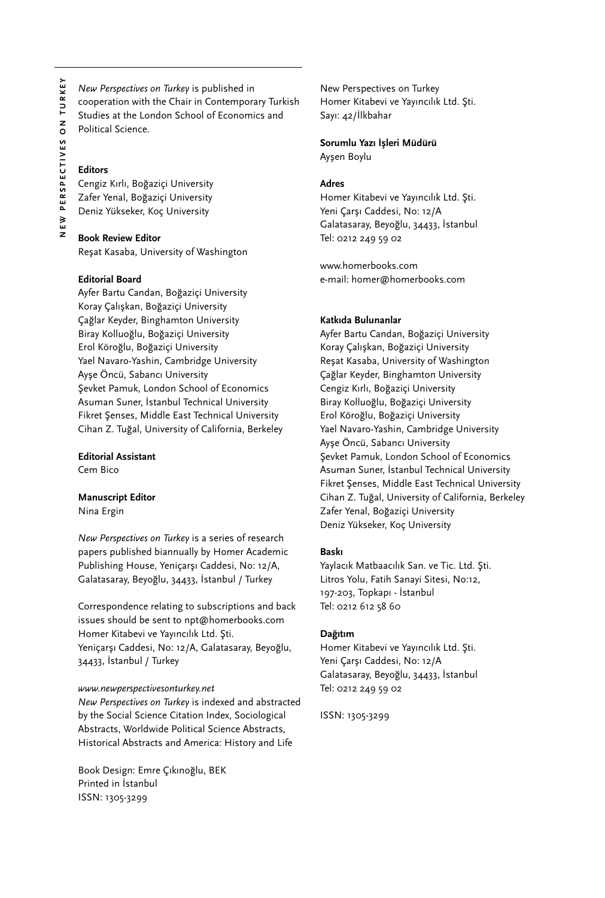*New Perspectives on Turkey* is published in cooperation with the Chair in Contemporary Turkish Studies at the London School of Economics and Political Science.

**Editors**
Cengiz Kırlı, Boğaziçi University
Zafer Yenal, Boğaziçi University
Deniz Yükseker, Koç University

**Book Review Editor**
Reşat Kasaba, University of Washington

**Editorial Board**
Ayfer Bartu Candan, Boğaziçi University
Koray Çalışkan, Boğaziçi University
Çağlar Keyder, Binghamton University
Biray Kolluoğlu, Boğaziçi University
Erol Köroğlu, Boğaziçi University
Yael Navaro-Yashin, Cambridge University
Ayşe Öncü, Sabancı University
Şevket Pamuk, London School of Economics
Asuman Suner, İstanbul Technical University
Fikret Şenses, Middle East Technical University
Cihan Z. Tuğal, University of California, Berkeley

**Editorial Assistant**
Cem Bico

**Manuscript Editor**
Nina Ergin

*New Perspectives on Turkey* is a series of research papers published biannually by Homer Academic Publishing House, Yeniçarşı Caddesi, No: 12/A, Galatasaray, Beyoğlu, 34433, İstanbul / Turkey

Correspondence relating to subscriptions and back issues should be sent to npt@homerbooks.com
Homer Kitabevi ve Yayıncılık Ltd. Şti.
Yeniçarşı Caddesi, No: 12/A, Galatasaray, Beyoğlu, 34433, İstanbul / Turkey

*www.newperspectivesonturkey.net*
*New Perspectives on Turkey* is indexed and abstracted by the Social Science Citation Index, Sociological Abstracts, Worldwide Political Science Abstracts, Historical Abstracts and America: History and Life

Book Design: Emre Çıkınoğlu, BEK
Printed in İstanbul
ISSN: 1305-3299

New Perspectives on Turkey
Homer Kitabevi ve Yayıncılık Ltd. Şti.
Sayı: 42/İlkbahar

**Sorumlu Yazı İşleri Müdürü**
Ayşen Boylu

**Adres**
Homer Kitabevi ve Yayıncılık Ltd. Şti.
Yeni Çarşı Caddesi, No: 12/A
Galatasaray, Beyoğlu, 34433, İstanbul
Tel: 0212 249 59 02

www.homerbooks.com
e-mail: homer@homerbooks.com

**Katkıda Bulunanlar**
Ayfer Bartu Candan, Boğaziçi University
Koray Çalışkan, Boğaziçi University
Reşat Kasaba, University of Washington
Çağlar Keyder, Binghamton University
Cengiz Kırlı, Boğaziçi University
Biray Kolluoğlu, Boğaziçi University
Erol Köroğlu, Boğaziçi University
Yael Navaro-Yashin, Cambridge University
Ayşe Öncü, Sabancı University
Şevket Pamuk, London School of Economics
Asuman Suner, İstanbul Technical University
Fikret Şenses, Middle East Technical University
Cihan Z. Tuğal, University of California, Berkeley
Zafer Yenal, Boğaziçi University
Deniz Yükseker, Koç University

**Baskı**
Yaylacık Matbaacılık San. ve Tic. Ltd. Şti.
Litros Yolu, Fatih Sanayi Sitesi, No:12, 197-203, Topkapı - İstanbul
Tel: 0212 612 58 60

**Dağıtım**
Homer Kitabevi ve Yayıncılık Ltd. Şti.
Yeni Çarşı Caddesi, No: 12/A
Galatasaray, Beyoğlu, 34433, İstanbul
Tel: 0212 249 59 02

ISSN: 1305-3299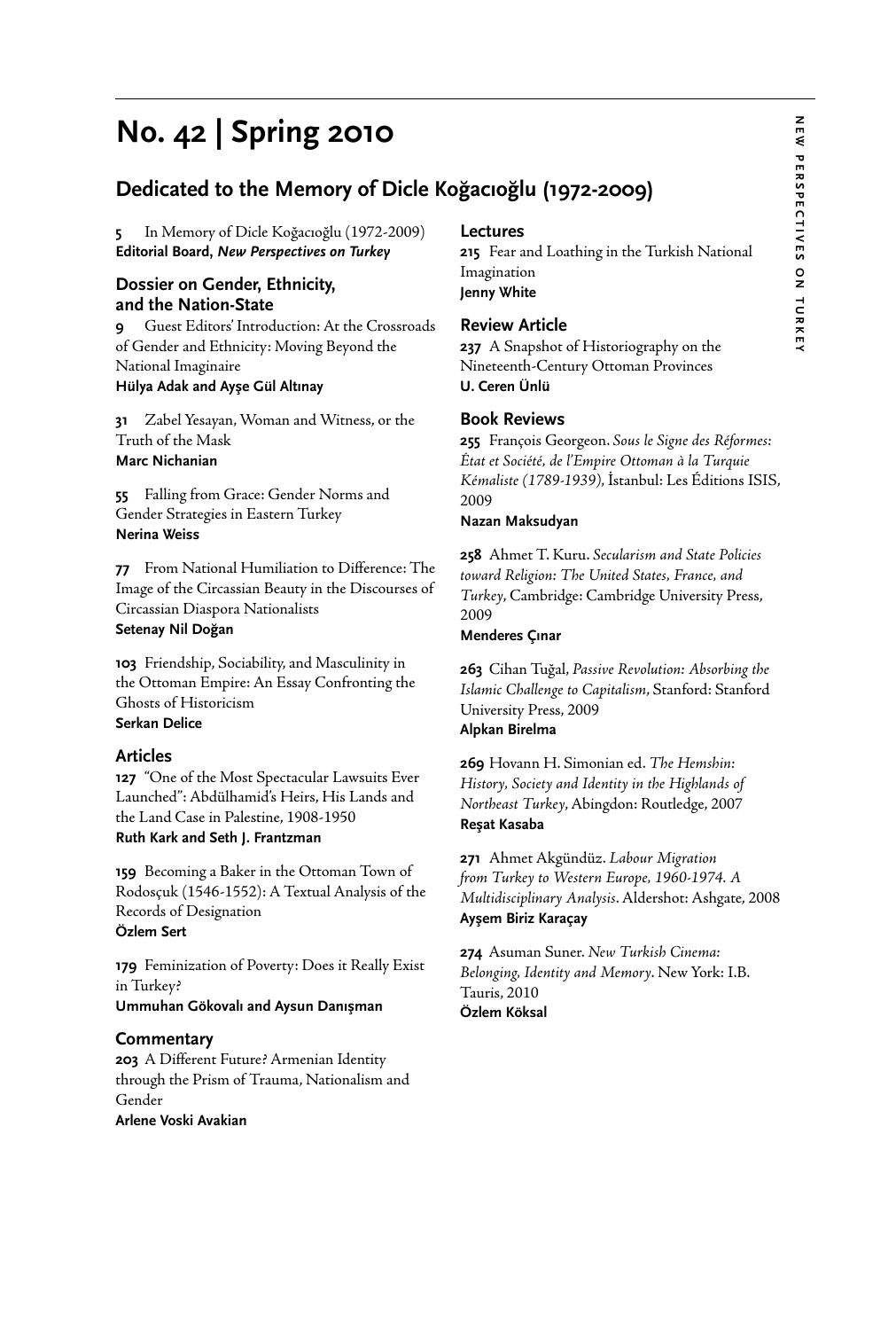# No. 42 | Spring 2010

## Dedicated to the Memory of Dicle Koğacıoğlu (1972-2009)

**5** In Memory of Dicle Koğacıoğlu (1972-2009)
**Editorial Board, *New Perspectives on Turkey***

### Dossier on Gender, Ethnicity, and the Nation-State

**9** Guest Editors' Introduction: At the Crossroads of Gender and Ethnicity: Moving Beyond the National Imaginaire
**Hülya Adak and Ayşe Gül Altınay**

**31** Zabel Yesayan, Woman and Witness, or the Truth of the Mask
**Marc Nichanian**

**55** Falling from Grace: Gender Norms and Gender Strategies in Eastern Turkey
**Nerina Weiss**

**77** From National Humiliation to Difference: The Image of the Circassian Beauty in the Discourses of Circassian Diaspora Nationalists
**Setenay Nil Doğan**

**103** Friendship, Sociability, and Masculinity in the Ottoman Empire: An Essay Confronting the Ghosts of Historicism
**Serkan Delice**

### Articles

**127** "One of the Most Spectacular Lawsuits Ever Launched": Abdülhamid's Heirs, His Lands and the Land Case in Palestine, 1908-1950
**Ruth Kark and Seth J. Frantzman**

**159** Becoming a Baker in the Ottoman Town of Rodosçuk (1546-1552): A Textual Analysis of the Records of Designation
**Özlem Sert**

**179** Feminization of Poverty: Does it Really Exist in Turkey?
**Ummuhan Gökovalı and Aysun Danışman**

### Commentary

**203** A Different Future? Armenian Identity through the Prism of Trauma, Nationalism and Gender
**Arlene Voski Avakian**

### Lectures

**215** Fear and Loathing in the Turkish National Imagination
**Jenny White**

### Review Article

**237** A Snapshot of Historiography on the Nineteenth-Century Ottoman Provinces
**U. Ceren Ünlü**

### Book Reviews

**255** François Georgeon. *Sous le Signe des Réformes: État et Société, de l'Empire Ottoman à la Turquie Kémaliste (1789-1939)*, İstanbul: Les Éditions ISIS, 2009
**Nazan Maksudyan**

**258** Ahmet T. Kuru. *Secularism and State Policies toward Religion: The United States, France, and Turkey*, Cambridge: Cambridge University Press, 2009
**Menderes Çınar**

**263** Cihan Tuğal, *Passive Revolution: Absorbing the Islamic Challenge to Capitalism*, Stanford: Stanford University Press, 2009
**Alpkan Birelma**

**269** Hovann H. Simonian ed. *The Hemshin: History, Society and Identity in the Highlands of Northeast Turkey*, Abingdon: Routledge, 2007
**Reşat Kasaba**

**271** Ahmet Akgündüz. *Labour Migration from Turkey to Western Europe, 1960-1974. A Multidisciplinary Analysis*. Aldershot: Ashgate, 2008
**Ayşem Biriz Karaçay**

**274** Asuman Suner. *New Turkish Cinema: Belonging, Identity and Memory*. New York: I.B. Tauris, 2010
**Özlem Köksal**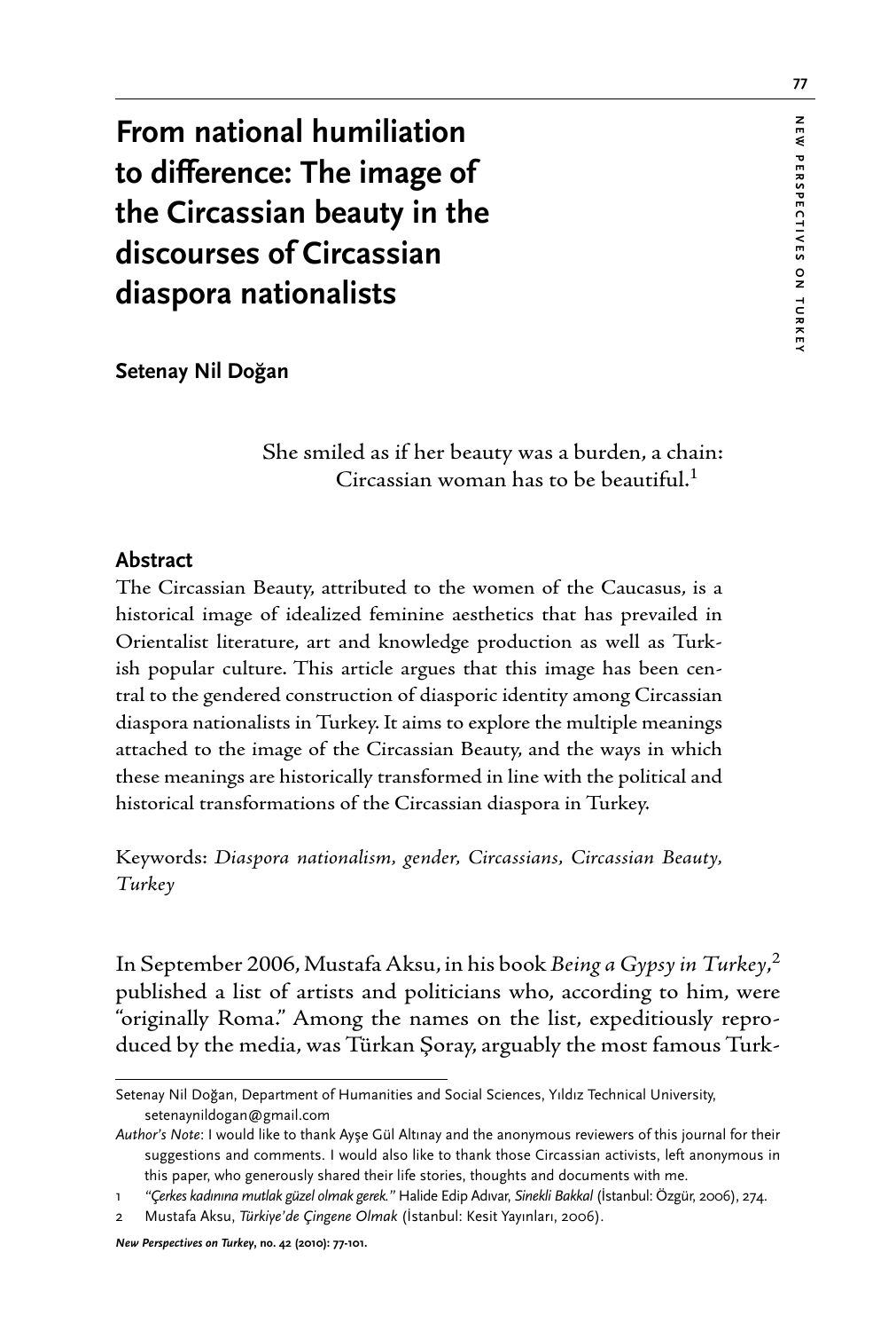# From national humiliation to difference: The image of the Circassian beauty in the discourses of Circassian diaspora nationalists

**Setenay Nil Doğan**

> She smiled as if her beauty was a burden, a chain:
> Circassian woman has to be beautiful.[1]

### Abstract

The Circassian Beauty, attributed to the women of the Caucasus, is a historical image of idealized feminine aesthetics that has prevailed in Orientalist literature, art and knowledge production as well as Turkish popular culture. This article argues that this image has been central to the gendered construction of diasporic identity among Circassian diaspora nationalists in Turkey. It aims to explore the multiple meanings attached to the image of the Circassian Beauty, and the ways in which these meanings are historically transformed in line with the political and historical transformations of the Circassian diaspora in Turkey.

Keywords: *Diaspora nationalism, gender, Circassians, Circassian Beauty, Turkey*

In September 2006, Mustafa Aksu, in his book *Being a Gypsy in Turkey*,[2] published a list of artists and politicians who, according to him, were "originally Roma." Among the names on the list, expeditiously reproduced by the media, was Türkan Şoray, arguably the most famous Turk-

---

Setenay Nil Doğan, Department of Humanities and Social Sciences, Yıldız Technical University, setenaynildogan@gmail.com

*Author's Note*: I would like to thank Ayşe Gül Altınay and the anonymous reviewers of this journal for their suggestions and comments. I would also like to thank those Circassian activists, left anonymous in this paper, who generously shared their life stories, thoughts and documents with me.

1 *"Çerkes kadınına mutlak güzel olmak gerek."* Halide Edip Adıvar, *Sinekli Bakkal* (İstanbul: Özgür, 2006), 274.

2 Mustafa Aksu, *Türkiye'de Çingene Olmak* (İstanbul: Kesit Yayınları, 2006).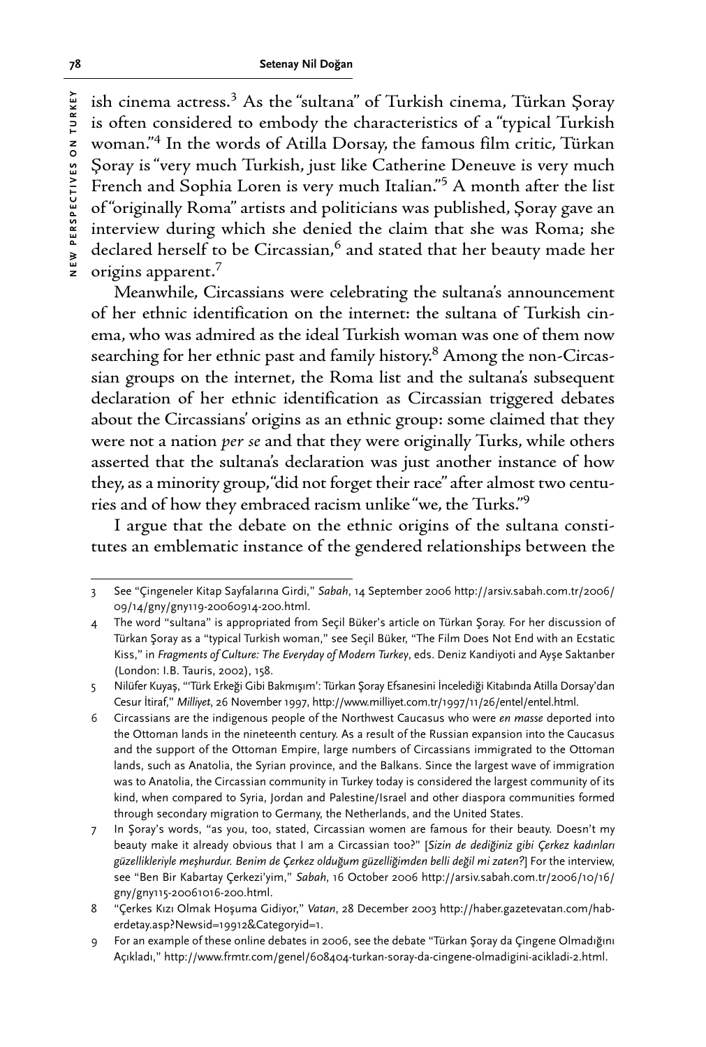ish cinema actress.[3] As the "sultana" of Turkish cinema, Türkan Şoray is often considered to embody the characteristics of a "typical Turkish woman."[4] In the words of Atilla Dorsay, the famous film critic, Türkan Şoray is "very much Turkish, just like Catherine Deneuve is very much French and Sophia Loren is very much Italian."[5] A month after the list of "originally Roma" artists and politicians was published, Şoray gave an interview during which she denied the claim that she was Roma; she declared herself to be Circassian,[6] and stated that her beauty made her origins apparent.[7]

Meanwhile, Circassians were celebrating the sultana's announcement of her ethnic identification on the internet: the sultana of Turkish cinema, who was admired as the ideal Turkish woman was one of them now searching for her ethnic past and family history.[8] Among the non-Circassian groups on the internet, the Roma list and the sultana's subsequent declaration of her ethnic identification as Circassian triggered debates about the Circassians' origins as an ethnic group: some claimed that they were not a nation *per se* and that they were originally Turks, while others asserted that the sultana's declaration was just another instance of how they, as a minority group, "did not forget their race" after almost two centuries and of how they embraced racism unlike "we, the Turks."[9]

I argue that the debate on the ethnic origins of the sultana constitutes an emblematic instance of the gendered relationships between the

---

3 See "Çingeneler Kitap Sayfalarına Girdi," *Sabah*, 14 September 2006 http://arsiv.sabah.com.tr/2006/09/14/gny/gny119-20060914-200.html.

4 The word "sultana" is appropriated from Seçil Büker's article on Türkan Şoray. For her discussion of Türkan Şoray as a "typical Turkish woman," see Seçil Büker, "The Film Does Not End with an Ecstatic Kiss," in *Fragments of Culture: The Everyday of Modern Turkey*, eds. Deniz Kandiyoti and Ayşe Saktanber (London: I.B. Tauris, 2002), 158.

5 Nilüfer Kuyaş, "'Türk Erkeği Gibi Bakmışım': Türkan Şoray Efsanesini İncelediği Kitabında Atilla Dorsay'dan Cesur İtiraf," *Milliyet*, 26 November 1997, http://www.milliyet.com.tr/1997/11/26/entel/entel.html.

6 Circassians are the indigenous people of the Northwest Caucasus who were *en masse* deported into the Ottoman lands in the nineteenth century. As a result of the Russian expansion into the Caucasus and the support of the Ottoman Empire, large numbers of Circassians immigrated to the Ottoman lands, such as Anatolia, the Syrian province, and the Balkans. Since the largest wave of immigration was to Anatolia, the Circassian community in Turkey today is considered the largest community of its kind, when compared to Syria, Jordan and Palestine/Israel and other diaspora communities formed through secondary migration to Germany, the Netherlands, and the United States.

7 In Şoray's words, "as you, too, stated, Circassian women are famous for their beauty. Doesn't my beauty make it already obvious that I am a Circassian too?" [*Sizin de dediğiniz gibi Çerkez kadınları güzellikleriyle meşhurdur. Benim de Çerkez olduğum güzelliğimden belli değil mi zaten?*] For the interview, see "Ben Bir Kabartay Çerkezi'yim," *Sabah*, 16 October 2006 http://arsiv.sabah.com.tr/2006/10/16/gny/gny115-20061016-200.html.

8 "Çerkes Kızı Olmak Hoşuma Gidiyor," *Vatan*, 28 December 2003 http://haber.gazetevatan.com/haberdetay.asp?Newsid=19912&Categoryid=1.

9 For an example of these online debates in 2006, see the debate "Türkan Şoray da Çingene Olmadığını Açıkladı," http://www.frmtr.com/genel/608404-turkan-soray-da-cingene-olmadigini-acikladi-2.html.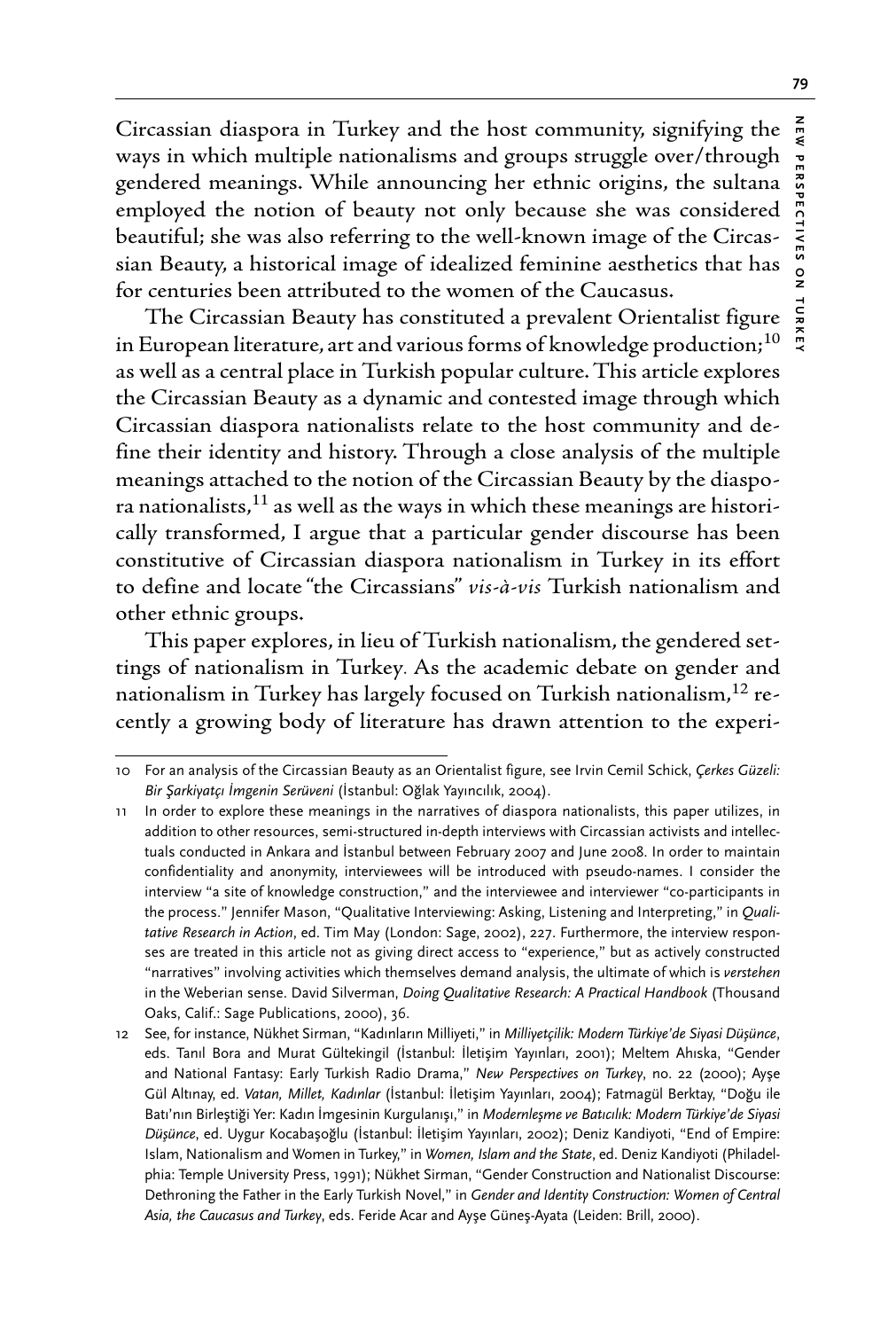Circassian diaspora in Turkey and the host community, signifying the ways in which multiple nationalisms and groups struggle over/through gendered meanings. While announcing her ethnic origins, the sultana employed the notion of beauty not only because she was considered beautiful; she was also referring to the well-known image of the Circassian Beauty, a historical image of idealized feminine aesthetics that has for centuries been attributed to the women of the Caucasus.

The Circassian Beauty has constituted a prevalent Orientalist figure in European literature, art and various forms of knowledge production;[10] as well as a central place in Turkish popular culture. This article explores the Circassian Beauty as a dynamic and contested image through which Circassian diaspora nationalists relate to the host community and define their identity and history. Through a close analysis of the multiple meanings attached to the notion of the Circassian Beauty by the diaspora nationalists,[11] as well as the ways in which these meanings are historically transformed, I argue that a particular gender discourse has been constitutive of Circassian diaspora nationalism in Turkey in its effort to define and locate "the Circassians" *vis-à-vis* Turkish nationalism and other ethnic groups.

This paper explores, in lieu of Turkish nationalism, the gendered settings of nationalism in Turkey. As the academic debate on gender and nationalism in Turkey has largely focused on Turkish nationalism,[12] recently a growing body of literature has drawn attention to the experi-

---

10 For an analysis of the Circassian Beauty as an Orientalist figure, see Irvin Cemil Schick, *Çerkes Güzeli: Bir Şarkiyatçı İmgenin Serüveni* (İstanbul: Oğlak Yayıncılık, 2004).

11 In order to explore these meanings in the narratives of diaspora nationalists, this paper utilizes, in addition to other resources, semi-structured in-depth interviews with Circassian activists and intellectuals conducted in Ankara and İstanbul between February 2007 and June 2008. In order to maintain confidentiality and anonymity, interviewees will be introduced with pseudo-names. I consider the interview "a site of knowledge construction," and the interviewee and interviewer "co-participants in the process." Jennifer Mason, "Qualitative Interviewing: Asking, Listening and Interpreting," in *Qualitative Research in Action*, ed. Tim May (London: Sage, 2002), 227. Furthermore, the interview responses are treated in this article not as giving direct access to "experience," but as actively constructed "narratives" involving activities which themselves demand analysis, the ultimate of which is *verstehen* in the Weberian sense. David Silverman, *Doing Qualitative Research: A Practical Handbook* (Thousand Oaks, Calif.: Sage Publications, 2000), 36.

12 See, for instance, Nükhet Sirman, "Kadınların Milliyeti," in *Milliyetçilik: Modern Türkiye'de Siyasi Düşünce*, eds. Tanıl Bora and Murat Gültekingil (İstanbul: İletişim Yayınları, 2001); Meltem Ahıska, "Gender and National Fantasy: Early Turkish Radio Drama," *New Perspectives on Turkey*, no. 22 (2000); Ayşe Gül Altınay, ed. *Vatan, Millet, Kadınlar* (İstanbul: İletişim Yayınları, 2004); Fatmagül Berktay, "Doğu ile Batı'nın Birleştiği Yer: Kadın İmgesinin Kurgulanışı," in *Modernleşme ve Batıcılık: Modern Türkiye'de Siyasi Düşünce*, ed. Uygur Kocabaşoğlu (İstanbul: İletişim Yayınları, 2002); Deniz Kandiyoti, "End of Empire: Islam, Nationalism and Women in Turkey," in *Women, Islam and the State*, ed. Deniz Kandiyoti (Philadelphia: Temple University Press, 1991); Nükhet Sirman, "Gender Construction and Nationalist Discourse: Dethroning the Father in the Early Turkish Novel," in *Gender and Identity Construction: Women of Central Asia, the Caucasus and Turkey*, eds. Feride Acar and Ayşe Güneş-Ayata (Leiden: Brill, 2000).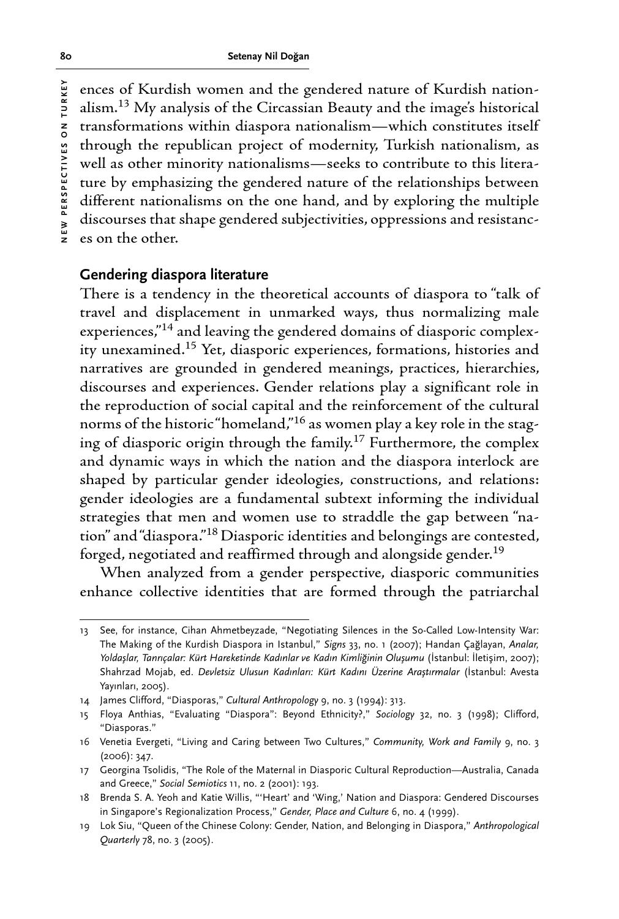ences of Kurdish women and the gendered nature of Kurdish nationalism.[13] My analysis of the Circassian Beauty and the image's historical transformations within diaspora nationalism—which constitutes itself through the republican project of modernity, Turkish nationalism, as well as other minority nationalisms—seeks to contribute to this literature by emphasizing the gendered nature of the relationships between different nationalisms on the one hand, and by exploring the multiple discourses that shape gendered subjectivities, oppressions and resistances on the other.

## Gendering diaspora literature

There is a tendency in the theoretical accounts of diaspora to "talk of travel and displacement in unmarked ways, thus normalizing male experiences,"[14] and leaving the gendered domains of diasporic complexity unexamined.[15] Yet, diasporic experiences, formations, histories and narratives are grounded in gendered meanings, practices, hierarchies, discourses and experiences. Gender relations play a significant role in the reproduction of social capital and the reinforcement of the cultural norms of the historic "homeland,"[16] as women play a key role in the staging of diasporic origin through the family.[17] Furthermore, the complex and dynamic ways in which the nation and the diaspora interlock are shaped by particular gender ideologies, constructions, and relations: gender ideologies are a fundamental subtext informing the individual strategies that men and women use to straddle the gap between "nation" and "diaspora."[18] Diasporic identities and belongings are contested, forged, negotiated and reaffirmed through and alongside gender.[19]

When analyzed from a gender perspective, diasporic communities enhance collective identities that are formed through the patriarchal

---

13 See, for instance, Cihan Ahmetbeyzade, "Negotiating Silences in the So-Called Low-Intensity War: The Making of the Kurdish Diaspora in Istanbul," *Signs* 33, no. 1 (2007); Handan Çağlayan, *Analar, Yoldaşlar, Tanrıçalar: Kürt Hareketinde Kadınlar ve Kadın Kimliğinin Oluşumu* (İstanbul: İletişim, 2007); Shahrzad Mojab, ed. *Devletsiz Ulusun Kadınları: Kürt Kadını Üzerine Araştırmalar* (İstanbul: Avesta Yayınları, 2005).

14 James Clifford, "Diasporas," *Cultural Anthropology* 9, no. 3 (1994): 313.

15 Floya Anthias, "Evaluating "Diaspora": Beyond Ethnicity?," *Sociology* 32, no. 3 (1998); Clifford, "Diasporas."

16 Venetia Evergeti, "Living and Caring between Two Cultures," *Community, Work and Family* 9, no. 3 (2006): 347.

17 Georgina Tsolidis, "The Role of the Maternal in Diasporic Cultural Reproduction—Australia, Canada and Greece," *Social Semiotics* 11, no. 2 (2001): 193.

18 Brenda S. A. Yeoh and Katie Willis, "'Heart' and 'Wing,' Nation and Diaspora: Gendered Discourses in Singapore's Regionalization Process," *Gender, Place and Culture* 6, no. 4 (1999).

19 Lok Siu, "Queen of the Chinese Colony: Gender, Nation, and Belonging in Diaspora," *Anthropological Quarterly* 78, no. 3 (2005).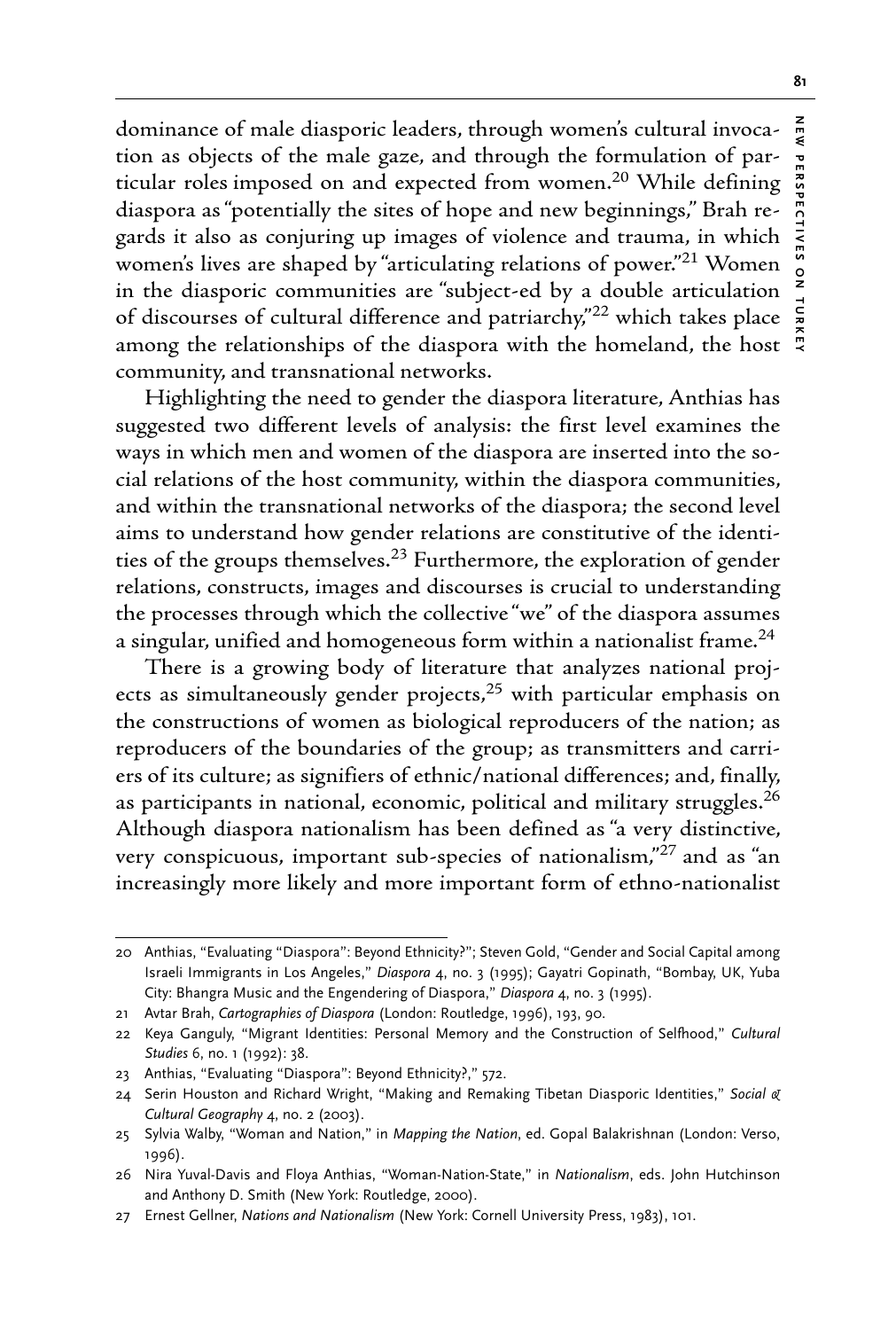dominance of male diasporic leaders, through women's cultural invocation as objects of the male gaze, and through the formulation of particular roles imposed on and expected from women.[20] While defining diaspora as "potentially the sites of hope and new beginnings," Brah regards it also as conjuring up images of violence and trauma, in which women's lives are shaped by "articulating relations of power."[21] Women in the diasporic communities are "subject-ed by a double articulation of discourses of cultural difference and patriarchy,"[22] which takes place among the relationships of the diaspora with the homeland, the host community, and transnational networks.

Highlighting the need to gender the diaspora literature, Anthias has suggested two different levels of analysis: the first level examines the ways in which men and women of the diaspora are inserted into the social relations of the host community, within the diaspora communities, and within the transnational networks of the diaspora; the second level aims to understand how gender relations are constitutive of the identities of the groups themselves.[23] Furthermore, the exploration of gender relations, constructs, images and discourses is crucial to understanding the processes through which the collective "we" of the diaspora assumes a singular, unified and homogeneous form within a nationalist frame.[24]

There is a growing body of literature that analyzes national projects as simultaneously gender projects,[25] with particular emphasis on the constructions of women as biological reproducers of the nation; as reproducers of the boundaries of the group; as transmitters and carriers of its culture; as signifiers of ethnic/national differences; and, finally, as participants in national, economic, political and military struggles.[26] Although diaspora nationalism has been defined as "a very distinctive, very conspicuous, important sub-species of nationalism,"[27] and as "an increasingly more likely and more important form of ethno-nationalist

---

20 Anthias, "Evaluating "Diaspora": Beyond Ethnicity?"; Steven Gold, "Gender and Social Capital among Israeli Immigrants in Los Angeles," *Diaspora* 4, no. 3 (1995); Gayatri Gopinath, "Bombay, UK, Yuba City: Bhangra Music and the Engendering of Diaspora," *Diaspora* 4, no. 3 (1995).

21 Avtar Brah, *Cartographies of Diaspora* (London: Routledge, 1996), 193, 90.

22 Keya Ganguly, "Migrant Identities: Personal Memory and the Construction of Selfhood," *Cultural Studies* 6, no. 1 (1992): 38.

23 Anthias, "Evaluating "Diaspora": Beyond Ethnicity?," 572.

24 Serin Houston and Richard Wright, "Making and Remaking Tibetan Diasporic Identities," *Social & Cultural Geography* 4, no. 2 (2003).

25 Sylvia Walby, "Woman and Nation," in *Mapping the Nation*, ed. Gopal Balakrishnan (London: Verso, 1996).

26 Nira Yuval-Davis and Floya Anthias, "Woman-Nation-State," in *Nationalism*, eds. John Hutchinson and Anthony D. Smith (New York: Routledge, 2000).

27 Ernest Gellner, *Nations and Nationalism* (New York: Cornell University Press, 1983), 101.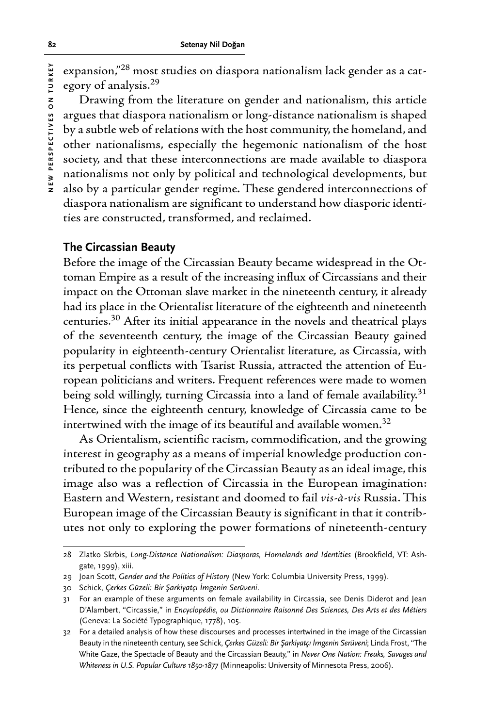expansion,"[28] most studies on diaspora nationalism lack gender as a category of analysis.[29]

Drawing from the literature on gender and nationalism, this article argues that diaspora nationalism or long-distance nationalism is shaped by a subtle web of relations with the host community, the homeland, and other nationalisms, especially the hegemonic nationalism of the host society, and that these interconnections are made available to diaspora nationalisms not only by political and technological developments, but also by a particular gender regime. These gendered interconnections of diaspora nationalism are significant to understand how diasporic identities are constructed, transformed, and reclaimed.

## The Circassian Beauty

Before the image of the Circassian Beauty became widespread in the Ottoman Empire as a result of the increasing influx of Circassians and their impact on the Ottoman slave market in the nineteenth century, it already had its place in the Orientalist literature of the eighteenth and nineteenth centuries.[30] After its initial appearance in the novels and theatrical plays of the seventeenth century, the image of the Circassian Beauty gained popularity in eighteenth-century Orientalist literature, as Circassia, with its perpetual conflicts with Tsarist Russia, attracted the attention of European politicians and writers. Frequent references were made to women being sold willingly, turning Circassia into a land of female availability.[31] Hence, since the eighteenth century, knowledge of Circassia came to be intertwined with the image of its beautiful and available women.[32]

As Orientalism, scientific racism, commodification, and the growing interest in geography as a means of imperial knowledge production contributed to the popularity of the Circassian Beauty as an ideal image, this image also was a reflection of Circassia in the European imagination: Eastern and Western, resistant and doomed to fail *vis-à-vis* Russia. This European image of the Circassian Beauty is significant in that it contributes not only to exploring the power formations of nineteenth-century

---

28 Zlatko Skrbis, *Long-Distance Nationalism: Diasporas, Homelands and Identities* (Brookfield, VT: Ashgate, 1999), xiii.

29 Joan Scott, *Gender and the Politics of History* (New York: Columbia University Press, 1999).

30 Schick, *Çerkes Güzeli: Bir Şarkiyatçı İmgenin Serüveni*.

31 For an example of these arguments on female availability in Circassia, see Denis Diderot and Jean D'Alambert, "Circassie," in *Encyclopédie, ou Dictionnaire Raisonné Des Sciences, Des Arts et des Métiers* (Geneva: La Société Typographique, 1778), 105.

32 For a detailed analysis of how these discourses and processes intertwined in the image of the Circassian Beauty in the nineteenth century, see Schick, *Çerkes Güzeli: Bir Şarkiyatçı İmgenin Serüveni*; Linda Frost, "The White Gaze, the Spectacle of Beauty and the Circassian Beauty," in *Never One Nation: Freaks, Savages and Whiteness in U.S. Popular Culture 1850-1877* (Minneapolis: University of Minnesota Press, 2006).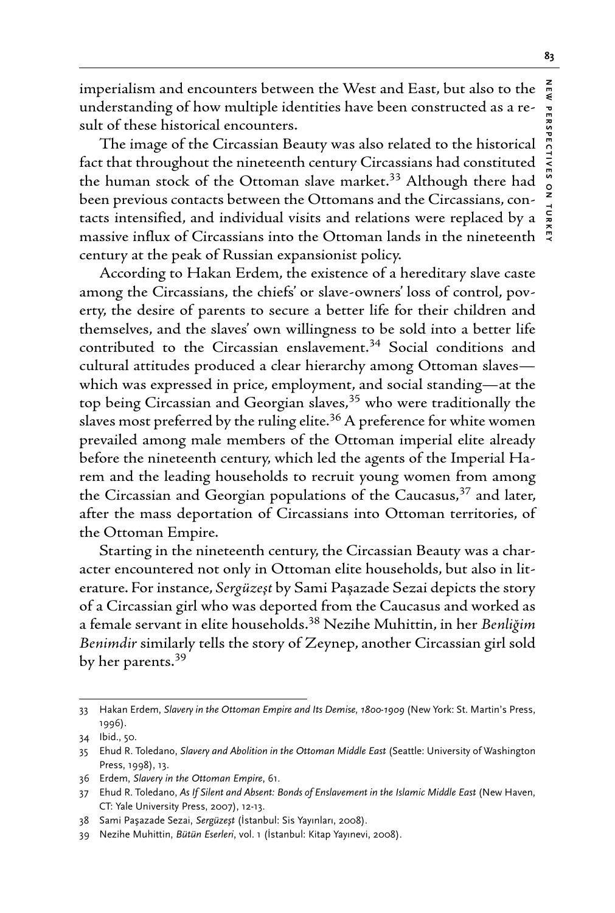imperialism and encounters between the West and East, but also to the understanding of how multiple identities have been constructed as a result of these historical encounters.

The image of the Circassian Beauty was also related to the historical fact that throughout the nineteenth century Circassians had constituted the human stock of the Ottoman slave market.[33] Although there had been previous contacts between the Ottomans and the Circassians, contacts intensified, and individual visits and relations were replaced by a massive influx of Circassians into the Ottoman lands in the nineteenth century at the peak of Russian expansionist policy.

According to Hakan Erdem, the existence of a hereditary slave caste among the Circassians, the chiefs' or slave-owners' loss of control, poverty, the desire of parents to secure a better life for their children and themselves, and the slaves' own willingness to be sold into a better life contributed to the Circassian enslavement.[34] Social conditions and cultural attitudes produced a clear hierarchy among Ottoman slaves—which was expressed in price, employment, and social standing—at the top being Circassian and Georgian slaves,[35] who were traditionally the slaves most preferred by the ruling elite.[36] A preference for white women prevailed among male members of the Ottoman imperial elite already before the nineteenth century, which led the agents of the Imperial Harem and the leading households to recruit young women from among the Circassian and Georgian populations of the Caucasus,[37] and later, after the mass deportation of Circassians into Ottoman territories, of the Ottoman Empire.

Starting in the nineteenth century, the Circassian Beauty was a character encountered not only in Ottoman elite households, but also in literature. For instance, *Sergüzeşt* by Sami Paşazade Sezai depicts the story of a Circassian girl who was deported from the Caucasus and worked as a female servant in elite households.[38] Nezihe Muhittin, in her *Benliğim Benimdir* similarly tells the story of Zeynep, another Circassian girl sold by her parents.[39]

---

33 Hakan Erdem, *Slavery in the Ottoman Empire and Its Demise, 1800-1909* (New York: St. Martin's Press, 1996).

34 Ibid., 50.

35 Ehud R. Toledano, *Slavery and Abolition in the Ottoman Middle East* (Seattle: University of Washington Press, 1998), 13.

36 Erdem, *Slavery in the Ottoman Empire*, 61.

37 Ehud R. Toledano, *As If Silent and Absent: Bonds of Enslavement in the Islamic Middle East* (New Haven, CT: Yale University Press, 2007), 12-13.

38 Sami Paşazade Sezai, *Sergüzeşt* (İstanbul: Sis Yayınları, 2008).

39 Nezihe Muhittin, *Bütün Eserleri*, vol. 1 (İstanbul: Kitap Yayınevi, 2008).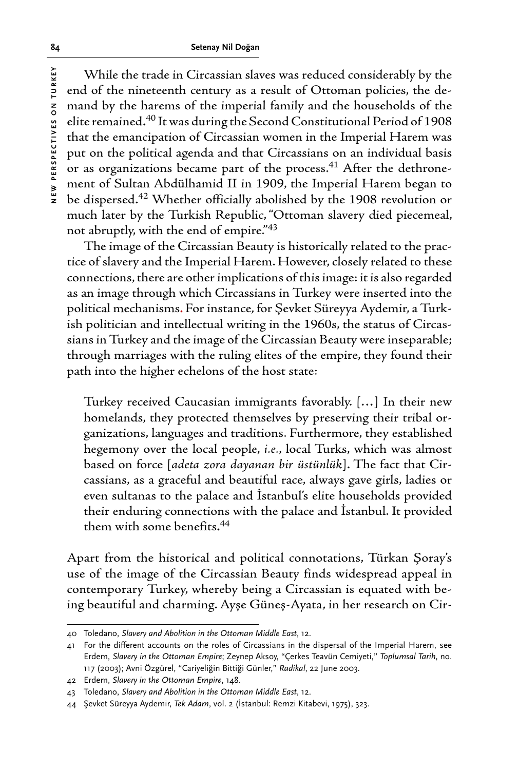While the trade in Circassian slaves was reduced considerably by the end of the nineteenth century as a result of Ottoman policies, the demand by the harems of the imperial family and the households of the elite remained.[40] It was during the Second Constitutional Period of 1908 that the emancipation of Circassian women in the Imperial Harem was put on the political agenda and that Circassians on an individual basis or as organizations became part of the process.[41] After the dethronement of Sultan Abdülhamid II in 1909, the Imperial Harem began to be dispersed.[42] Whether officially abolished by the 1908 revolution or much later by the Turkish Republic, "Ottoman slavery died piecemeal, not abruptly, with the end of empire."[43]

The image of the Circassian Beauty is historically related to the practice of slavery and the Imperial Harem. However, closely related to these connections, there are other implications of this image: it is also regarded as an image through which Circassians in Turkey were inserted into the political mechanisms. For instance, for Şevket Süreyya Aydemir, a Turkish politician and intellectual writing in the 1960s, the status of Circassians in Turkey and the image of the Circassian Beauty were inseparable; through marriages with the ruling elites of the empire, they found their path into the higher echelons of the host state:

> Turkey received Caucasian immigrants favorably. […] In their new homelands, they protected themselves by preserving their tribal organizations, languages and traditions. Furthermore, they established hegemony over the local people, *i.e.*, local Turks, which was almost based on force [*adeta zora dayanan bir üstünlük*]. The fact that Circassians, as a graceful and beautiful race, always gave girls, ladies or even sultanas to the palace and İstanbul's elite households provided their enduring connections with the palace and İstanbul. It provided them with some benefits.[44]

Apart from the historical and political connotations, Türkan Şoray's use of the image of the Circassian Beauty finds widespread appeal in contemporary Turkey, whereby being a Circassian is equated with being beautiful and charming. Ayşe Güneş-Ayata, in her research on Cir-

---

40 Toledano, *Slavery and Abolition in the Ottoman Middle East*, 12.

41 For the different accounts on the roles of Circassians in the dispersal of the Imperial Harem, see Erdem, *Slavery in the Ottoman Empire*; Zeynep Aksoy, "Çerkes Teavün Cemiyeti," *Toplumsal Tarih*, no. 117 (2003); Avni Özgürel, "Cariyeliğin Bittiği Günler," *Radikal*, 22 June 2003.

42 Erdem, *Slavery in the Ottoman Empire*, 148.

43 Toledano, *Slavery and Abolition in the Ottoman Middle East*, 12.

44 Şevket Süreyya Aydemir, *Tek Adam*, vol. 2 (İstanbul: Remzi Kitabevi, 1975), 323.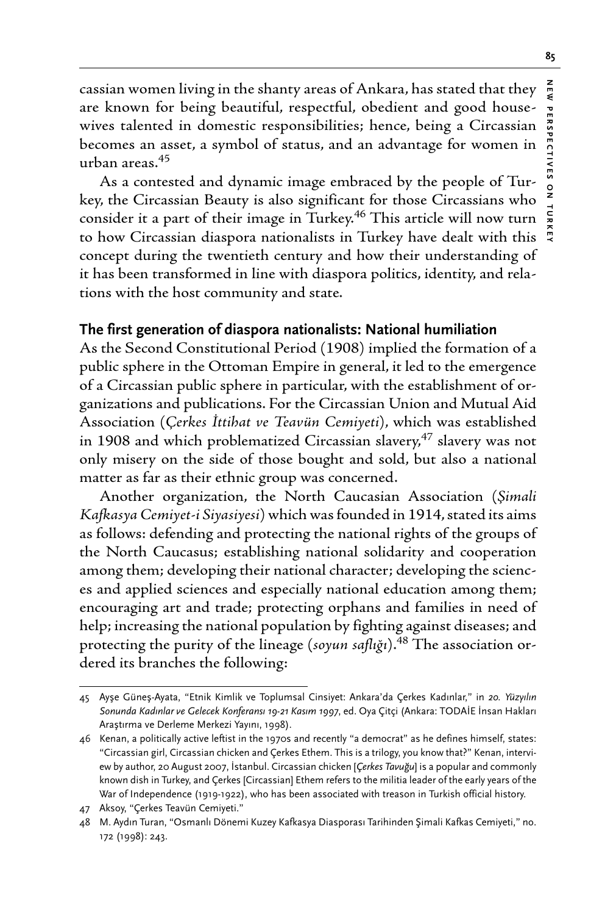cassian women living in the shanty areas of Ankara, has stated that they are known for being beautiful, respectful, obedient and good housewives talented in domestic responsibilities; hence, being a Circassian becomes an asset, a symbol of status, and an advantage for women in urban areas.[45]

As a contested and dynamic image embraced by the people of Turkey, the Circassian Beauty is also significant for those Circassians who consider it a part of their image in Turkey.[46] This article will now turn to how Circassian diaspora nationalists in Turkey have dealt with this concept during the twentieth century and how their understanding of it has been transformed in line with diaspora politics, identity, and relations with the host community and state.

## The first generation of diaspora nationalists: National humiliation

As the Second Constitutional Period (1908) implied the formation of a public sphere in the Ottoman Empire in general, it led to the emergence of a Circassian public sphere in particular, with the establishment of organizations and publications. For the Circassian Union and Mutual Aid Association (*Çerkes İttihat ve Teavün Cemiyeti*), which was established in 1908 and which problematized Circassian slavery,[47] slavery was not only misery on the side of those bought and sold, but also a national matter as far as their ethnic group was concerned.

Another organization, the North Caucasian Association (*Şimali Kafkasya Cemiyet-i Siyasiyesi*) which was founded in 1914, stated its aims as follows: defending and protecting the national rights of the groups of the North Caucasus; establishing national solidarity and cooperation among them; developing their national character; developing the sciences and applied sciences and especially national education among them; encouraging art and trade; protecting orphans and families in need of help; increasing the national population by fighting against diseases; and protecting the purity of the lineage (*soyun saflığı*).[48] The association ordered its branches the following:

---

45 Ayşe Güneş-Ayata, "Etnik Kimlik ve Toplumsal Cinsiyet: Ankara'da Çerkes Kadınlar," in *20. Yüzyılın Sonunda Kadınlar ve Gelecek Konferansı 19-21 Kasım 1997*, ed. Oya Çitçi (Ankara: TODAİE İnsan Hakları Araştırma ve Derleme Merkezi Yayını, 1998).

46 Kenan, a politically active leftist in the 1970s and recently "a democrat" as he defines himself, states: "Circassian girl, Circassian chicken and Çerkes Ethem. This is a trilogy, you know that?" Kenan, interview by author, 20 August 2007, İstanbul. Circassian chicken [*Çerkes Tavuğu*] is a popular and commonly known dish in Turkey, and Çerkes [Circassian] Ethem refers to the militia leader of the early years of the War of Independence (1919-1922), who has been associated with treason in Turkish official history.

47 Aksoy, "Çerkes Teavün Cemiyeti."

48 M. Aydın Turan, "Osmanlı Dönemi Kuzey Kafkasya Diasporası Tarihinden Şimali Kafkas Cemiyeti," no. 172 (1998): 243.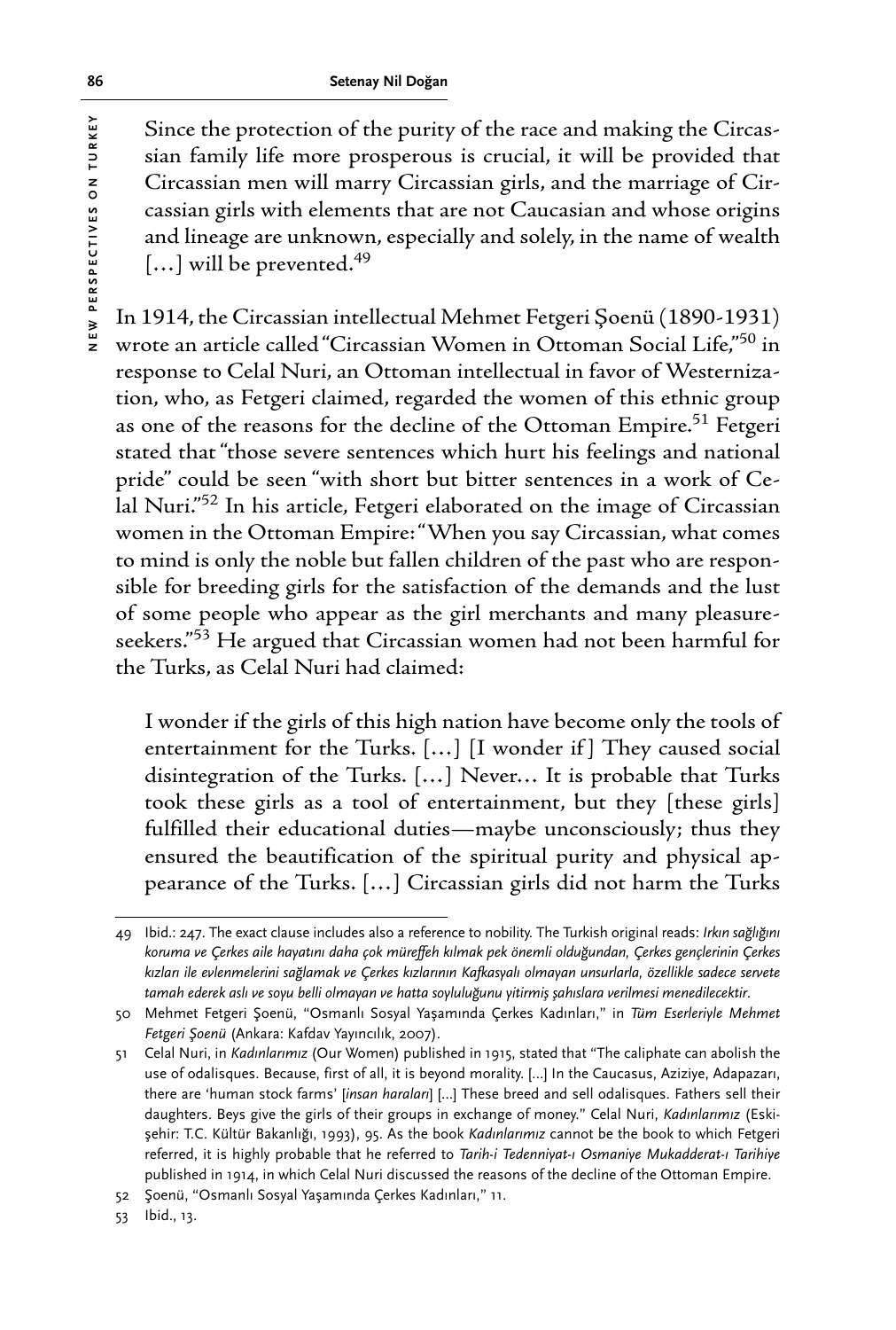> Since the protection of the purity of the race and making the Circassian family life more prosperous is crucial, it will be provided that Circassian men will marry Circassian girls, and the marriage of Circassian girls with elements that are not Caucasian and whose origins and lineage are unknown, especially and solely, in the name of wealth […] will be prevented.[49]

In 1914, the Circassian intellectual Mehmet Fetgeri Şoenü (1890-1931) wrote an article called "Circassian Women in Ottoman Social Life,"[50] in response to Celal Nuri, an Ottoman intellectual in favor of Westernization, who, as Fetgeri claimed, regarded the women of this ethnic group as one of the reasons for the decline of the Ottoman Empire.[51] Fetgeri stated that "those severe sentences which hurt his feelings and national pride" could be seen "with short but bitter sentences in a work of Celal Nuri."[52] In his article, Fetgeri elaborated on the image of Circassian women in the Ottoman Empire: "When you say Circassian, what comes to mind is only the noble but fallen children of the past who are responsible for breeding girls for the satisfaction of the demands and the lust of some people who appear as the girl merchants and many pleasure-seekers."[53] He argued that Circassian women had not been harmful for the Turks, as Celal Nuri had claimed:

> I wonder if the girls of this high nation have become only the tools of entertainment for the Turks. […] [I wonder if] They caused social disintegration of the Turks. […] Never… It is probable that Turks took these girls as a tool of entertainment, but they [these girls] fulfilled their educational duties—maybe unconsciously; thus they ensured the beautification of the spiritual purity and physical appearance of the Turks. […] Circassian girls did not harm the Turks

---

49 Ibid.: 247. The exact clause includes also a reference to nobility. The Turkish original reads: *Irkın sağlığını koruma ve Çerkes aile hayatını daha çok müreffeh kılmak pek önemli olduğundan, Çerkes gençlerinin Çerkes kızları ile evlenmelerini sağlamak ve Çerkes kızlarının Kafkasyalı olmayan unsurlarla, özellikle sadece servete tamah ederek aslı ve soyu belli olmayan ve hatta soyluluğunu yitirmiş şahıslara verilmesi menedilecektir.*

50 Mehmet Fetgeri Şoenü, "Osmanlı Sosyal Yaşamında Çerkes Kadınları," in *Tüm Eserleriyle Mehmet Fetgeri Şoenü* (Ankara: Kafdav Yayıncılık, 2007).

51 Celal Nuri, in *Kadınlarımız* (Our Women) published in 1915, stated that "The caliphate can abolish the use of odalisques. Because, first of all, it is beyond morality. […] In the Caucasus, Aziziye, Adapazarı, there are 'human stock farms' [*insan haraları*] […] These breed and sell odalisques. Fathers sell their daughters. Beys give the girls of their groups in exchange of money." Celal Nuri, *Kadınlarımız* (Eskişehir: T.C. Kültür Bakanlığı, 1993), 95. As the book *Kadınlarımız* cannot be the book to which Fetgeri referred, it is highly probable that he referred to *Tarih-i Tedenniyat-ı Osmaniye Mukadderat-ı Tarihiye* published in 1914, in which Celal Nuri discussed the reasons of the decline of the Ottoman Empire.

52 Şoenü, "Osmanlı Sosyal Yaşamında Çerkes Kadınları," 11.

53 Ibid., 13.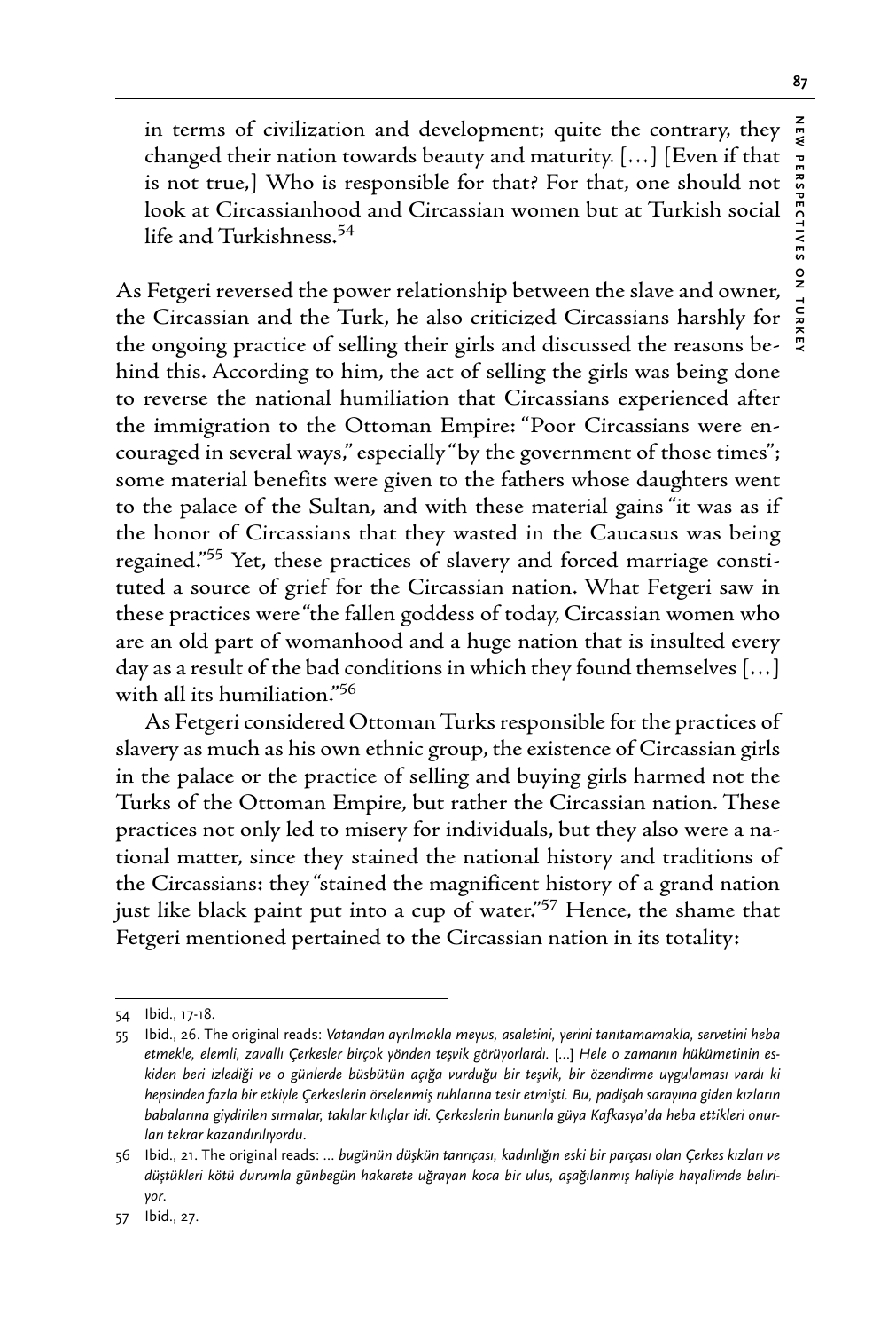in terms of civilization and development; quite the contrary, they changed their nation towards beauty and maturity. [...] [Even if that is not true,] Who is responsible for that? For that, one should not look at Circassianhood and Circassian women but at Turkish social life and Turkishness.[54]

As Fetgeri reversed the power relationship between the slave and owner, the Circassian and the Turk, he also criticized Circassians harshly for the ongoing practice of selling their girls and discussed the reasons behind this. According to him, the act of selling the girls was being done to reverse the national humiliation that Circassians experienced after the immigration to the Ottoman Empire: "Poor Circassians were encouraged in several ways," especially "by the government of those times"; some material benefits were given to the fathers whose daughters went to the palace of the Sultan, and with these material gains "it was as if the honor of Circassians that they wasted in the Caucasus was being regained."[55] Yet, these practices of slavery and forced marriage constituted a source of grief for the Circassian nation. What Fetgeri saw in these practices were "the fallen goddess of today, Circassian women who are an old part of womanhood and a huge nation that is insulted every day as a result of the bad conditions in which they found themselves [...] with all its humiliation."[56]

As Fetgeri considered Ottoman Turks responsible for the practices of slavery as much as his own ethnic group, the existence of Circassian girls in the palace or the practice of selling and buying girls harmed not the Turks of the Ottoman Empire, but rather the Circassian nation. These practices not only led to misery for individuals, but they also were a national matter, since they stained the national history and traditions of the Circassians: they "stained the magnificent history of a grand nation just like black paint put into a cup of water."[57] Hence, the shame that Fetgeri mentioned pertained to the Circassian nation in its totality:

---

54 Ibid., 17-18.

55 Ibid., 26. The original reads: *Vatandan ayrılmakla meyus, asaletini, yerini tanıtamamakla, servetini heba etmekle, elemli, zavallı Çerkesler birçok yönden teşvik görüyorlardı. [...] Hele o zamanın hükümetinin eskiden beri izlediği ve o günlerde büsbütün açığa vurduğu bir teşvik, bir özendirme uygulaması vardı ki hepsinden fazla bir etkiyle Çerkeslerin örselenmiş ruhlarına tesir etmişti. Bu, padişah sarayına giden kızların babalarına giydirilen sırmalar, takılar kılıçlar idi. Çerkeslerin bununla güya Kafkasya'da heba ettikleri onurları tekrar kazandırılıyordu.*

56 Ibid., 21. The original reads: *... bugünün düşkün tanrıçası, kadınlığın eski bir parçası olan Çerkes kızları ve düştükleri kötü durumla günbegün hakarete uğrayan koca bir ulus, aşağılanmış haliyle hayalimde beliriyor.*

57 Ibid., 27.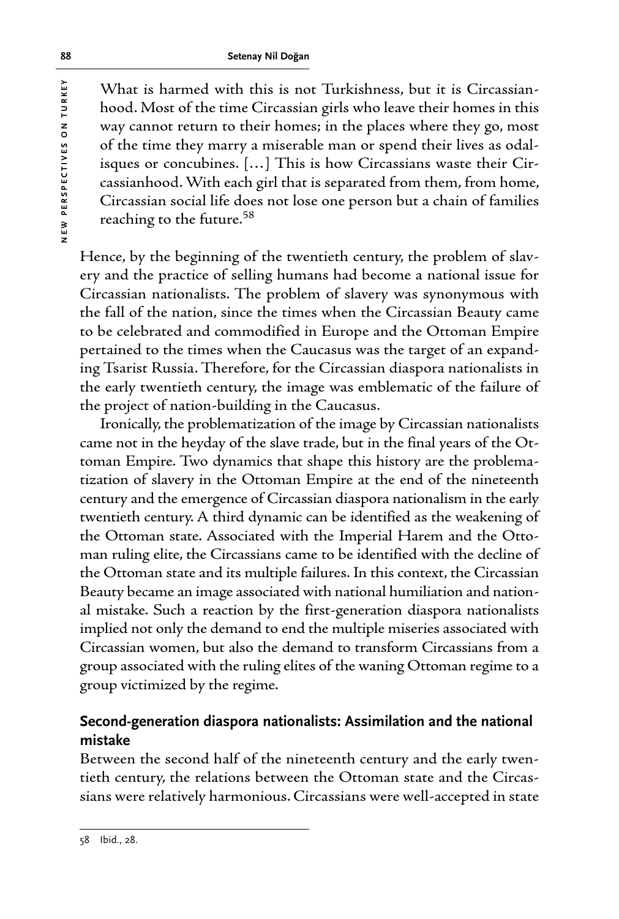> What is harmed with this is not Turkishness, but it is Circassianhood. Most of the time Circassian girls who leave their homes in this way cannot return to their homes; in the places where they go, most of the time they marry a miserable man or spend their lives as odalisques or concubines. […] This is how Circassians waste their Circassianhood. With each girl that is separated from them, from home, Circassian social life does not lose one person but a chain of families reaching to the future.[58]

Hence, by the beginning of the twentieth century, the problem of slavery and the practice of selling humans had become a national issue for Circassian nationalists. The problem of slavery was synonymous with the fall of the nation, since the times when the Circassian Beauty came to be celebrated and commodified in Europe and the Ottoman Empire pertained to the times when the Caucasus was the target of an expanding Tsarist Russia. Therefore, for the Circassian diaspora nationalists in the early twentieth century, the image was emblematic of the failure of the project of nation-building in the Caucasus.

Ironically, the problematization of the image by Circassian nationalists came not in the heyday of the slave trade, but in the final years of the Ottoman Empire. Two dynamics that shape this history are the problematization of slavery in the Ottoman Empire at the end of the nineteenth century and the emergence of Circassian diaspora nationalism in the early twentieth century. A third dynamic can be identified as the weakening of the Ottoman state. Associated with the Imperial Harem and the Ottoman ruling elite, the Circassians came to be identified with the decline of the Ottoman state and its multiple failures. In this context, the Circassian Beauty became an image associated with national humiliation and national mistake. Such a reaction by the first-generation diaspora nationalists implied not only the demand to end the multiple miseries associated with Circassian women, but also the demand to transform Circassians from a group associated with the ruling elites of the waning Ottoman regime to a group victimized by the regime.

## Second-generation diaspora nationalists: Assimilation and the national mistake

Between the second half of the nineteenth century and the early twentieth century, the relations between the Ottoman state and the Circassians were relatively harmonious. Circassians were well-accepted in state

58 Ibid., 28.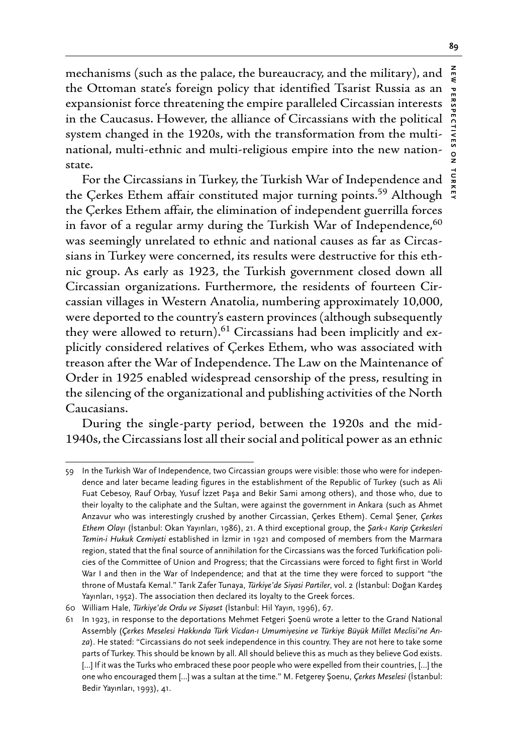mechanisms (such as the palace, the bureaucracy, and the military), and the Ottoman state's foreign policy that identified Tsarist Russia as an expansionist force threatening the empire paralleled Circassian interests in the Caucasus. However, the alliance of Circassians with the political system changed in the 1920s, with the transformation from the multinational, multi-ethnic and multi-religious empire into the new nation-state.

For the Circassians in Turkey, the Turkish War of Independence and the Çerkes Ethem affair constituted major turning points.[59] Although the Çerkes Ethem affair, the elimination of independent guerrilla forces in favor of a regular army during the Turkish War of Independence,[60] was seemingly unrelated to ethnic and national causes as far as Circassians in Turkey were concerned, its results were destructive for this ethnic group. As early as 1923, the Turkish government closed down all Circassian organizations. Furthermore, the residents of fourteen Circassian villages in Western Anatolia, numbering approximately 10,000, were deported to the country's eastern provinces (although subsequently they were allowed to return).[61] Circassians had been implicitly and explicitly considered relatives of Çerkes Ethem, who was associated with treason after the War of Independence. The Law on the Maintenance of Order in 1925 enabled widespread censorship of the press, resulting in the silencing of the organizational and publishing activities of the North Caucasians.

During the single-party period, between the 1920s and the mid-1940s, the Circassians lost all their social and political power as an ethnic

---

59 In the Turkish War of Independence, two Circassian groups were visible: those who were for independence and later became leading figures in the establishment of the Republic of Turkey (such as Ali Fuat Cebesoy, Rauf Orbay, Yusuf İzzet Paşa and Bekir Sami among others), and those who, due to their loyalty to the caliphate and the Sultan, were against the government in Ankara (such as Ahmet Anzavur who was interestingly crushed by another Circassian, Çerkes Ethem). Cemal Şener, *Çerkes Ethem Olayı* (İstanbul: Okan Yayınları, 1986), 21. A third exceptional group, the *Şark-ı Karip Çerkesleri Temin-i Hukuk Cemiyeti* established in İzmir in 1921 and composed of members from the Marmara region, stated that the final source of annihilation for the Circassians was the forced Turkification policies of the Committee of Union and Progress; that the Circassians were forced to fight first in World War I and then in the War of Independence; and that at the time they were forced to support "the throne of Mustafa Kemal." Tarık Zafer Tunaya, *Türkiye'de Siyasi Partiler*, vol. 2 (İstanbul: Doğan Kardeş Yayınları, 1952). The association then declared its loyalty to the Greek forces.

60 William Hale, *Türkiye'de Ordu ve Siyaset* (İstanbul: Hil Yayın, 1996), 67.

61 In 1923, in response to the deportations Mehmet Fetgeri Şoenü wrote a letter to the Grand National Assembly (*Çerkes Meselesi Hakkında Türk Vicdan-ı Umumiyesine ve Türkiye Büyük Millet Meclisi'ne Arıza*). He stated: "Circassians do not seek independence in this country. They are not here to take some parts of Turkey. This should be known by all. All should believe this as much as they believe God exists. [...] If it was the Turks who embraced these poor people who were expelled from their countries, [...] the one who encouraged them [...] was a sultan at the time." M. Fetgerey Şoenu, *Çerkes Meselesi* (İstanbul: Bedir Yayınları, 1993), 41.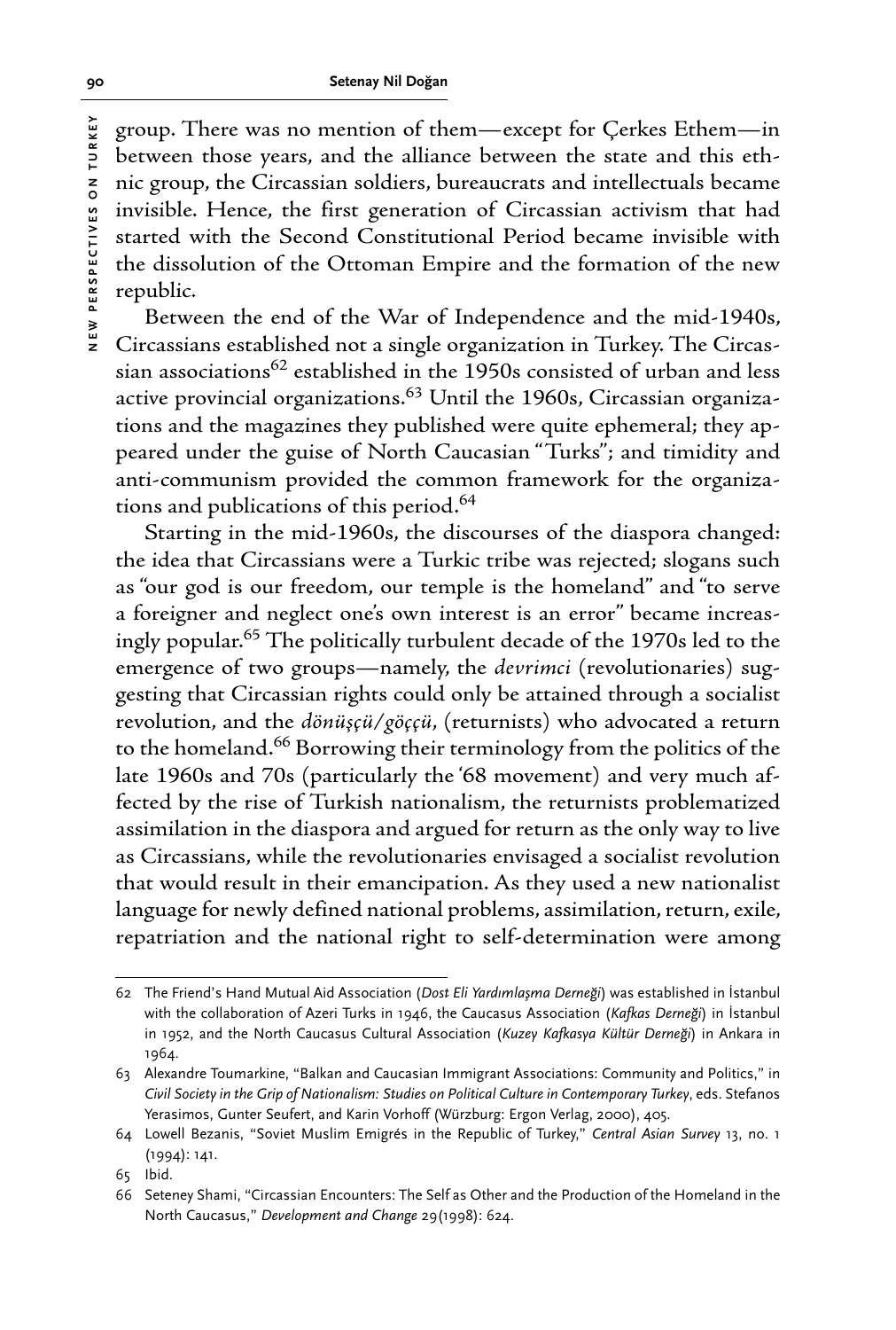group. There was no mention of them—except for Çerkes Ethem—in between those years, and the alliance between the state and this ethnic group, the Circassian soldiers, bureaucrats and intellectuals became invisible. Hence, the first generation of Circassian activism that had started with the Second Constitutional Period became invisible with the dissolution of the Ottoman Empire and the formation of the new republic.

Between the end of the War of Independence and the mid-1940s, Circassians established not a single organization in Turkey. The Circassian associations[62] established in the 1950s consisted of urban and less active provincial organizations.[63] Until the 1960s, Circassian organizations and the magazines they published were quite ephemeral; they appeared under the guise of North Caucasian "Turks"; and timidity and anti-communism provided the common framework for the organizations and publications of this period.[64]

Starting in the mid-1960s, the discourses of the diaspora changed: the idea that Circassians were a Turkic tribe was rejected; slogans such as "our god is our freedom, our temple is the homeland" and "to serve a foreigner and neglect one's own interest is an error" became increasingly popular.[65] The politically turbulent decade of the 1970s led to the emergence of two groups—namely, the *devrimci* (revolutionaries) suggesting that Circassian rights could only be attained through a socialist revolution, and the *dönüşçü/göççü*, (returnists) who advocated a return to the homeland.[66] Borrowing their terminology from the politics of the late 1960s and 70s (particularly the '68 movement) and very much affected by the rise of Turkish nationalism, the returnists problematized assimilation in the diaspora and argued for return as the only way to live as Circassians, while the revolutionaries envisaged a socialist revolution that would result in their emancipation. As they used a new nationalist language for newly defined national problems, assimilation, return, exile, repatriation and the national right to self-determination were among

---

62 The Friend's Hand Mutual Aid Association (*Dost Eli Yardımlaşma Derneği*) was established in İstanbul with the collaboration of Azeri Turks in 1946, the Caucasus Association (*Kafkas Derneği*) in İstanbul in 1952, and the North Caucasus Cultural Association (*Kuzey Kafkasya Kültür Derneği*) in Ankara in 1964.

63 Alexandre Toumarkine, "Balkan and Caucasian Immigrant Associations: Community and Politics," in *Civil Society in the Grip of Nationalism: Studies on Political Culture in Contemporary Turkey*, eds. Stefanos Yerasimos, Gunter Seufert, and Karin Vorhoff (Würzburg: Ergon Verlag, 2000), 405.

64 Lowell Bezanis, "Soviet Muslim Emigrés in the Republic of Turkey," *Central Asian Survey* 13, no. 1 (1994): 141.

65 Ibid.

66 Seteney Shami, "Circassian Encounters: The Self as Other and the Production of the Homeland in the North Caucasus," *Development and Change* 29(1998): 624.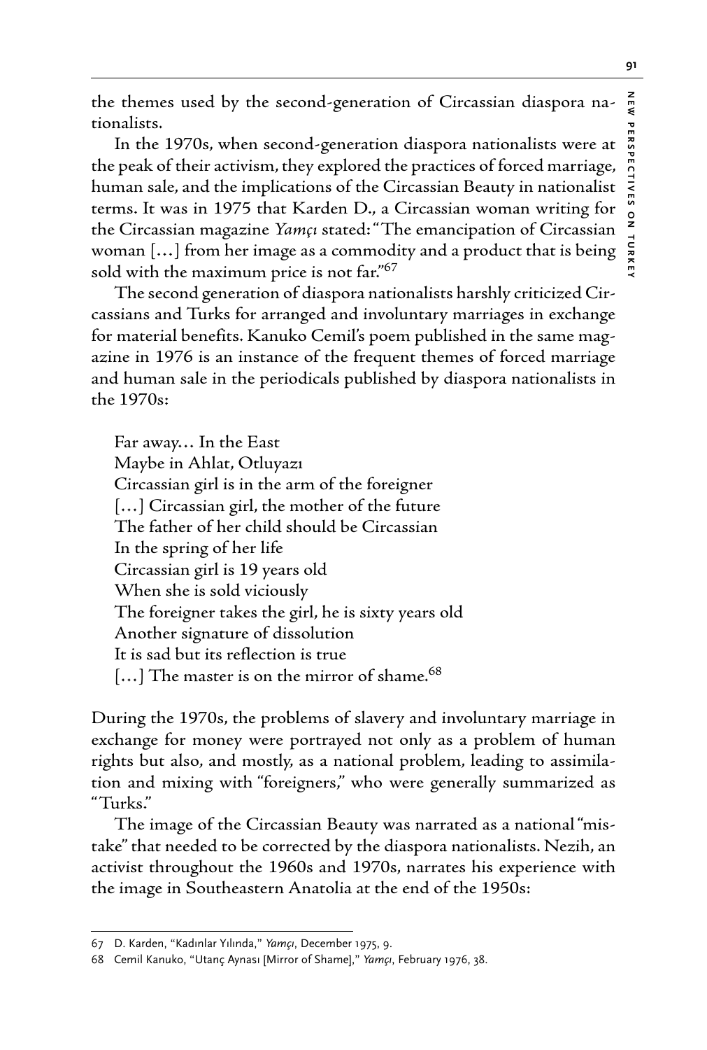the themes used by the second-generation of Circassian diaspora nationalists.

In the 1970s, when second-generation diaspora nationalists were at the peak of their activism, they explored the practices of forced marriage, human sale, and the implications of the Circassian Beauty in nationalist terms. It was in 1975 that Karden D., a Circassian woman writing for the Circassian magazine *Yamçı* stated: "The emancipation of Circassian woman […] from her image as a commodity and a product that is being sold with the maximum price is not far."[67]

The second generation of diaspora nationalists harshly criticized Circassians and Turks for arranged and involuntary marriages in exchange for material benefits. Kanuko Cemil's poem published in the same magazine in 1976 is an instance of the frequent themes of forced marriage and human sale in the periodicals published by diaspora nationalists in the 1970s:

> Far away… In the East  
> Maybe in Ahlat, Otluyazı  
> Circassian girl is in the arm of the foreigner  
> […] Circassian girl, the mother of the future  
> The father of her child should be Circassian  
> In the spring of her life  
> Circassian girl is 19 years old  
> When she is sold viciously  
> The foreigner takes the girl, he is sixty years old  
> Another signature of dissolution  
> It is sad but its reflection is true  
> […] The master is on the mirror of shame.[68]

During the 1970s, the problems of slavery and involuntary marriage in exchange for money were portrayed not only as a problem of human rights but also, and mostly, as a national problem, leading to assimilation and mixing with "foreigners," who were generally summarized as "Turks."

The image of the Circassian Beauty was narrated as a national "mistake" that needed to be corrected by the diaspora nationalists. Nezih, an activist throughout the 1960s and 1970s, narrates his experience with the image in Southeastern Anatolia at the end of the 1950s:

---

67 D. Karden, "Kadınlar Yılında," *Yamçı*, December 1975, 9.

68 Cemil Kanuko, "Utanç Aynası [Mirror of Shame]," *Yamçı*, February 1976, 38.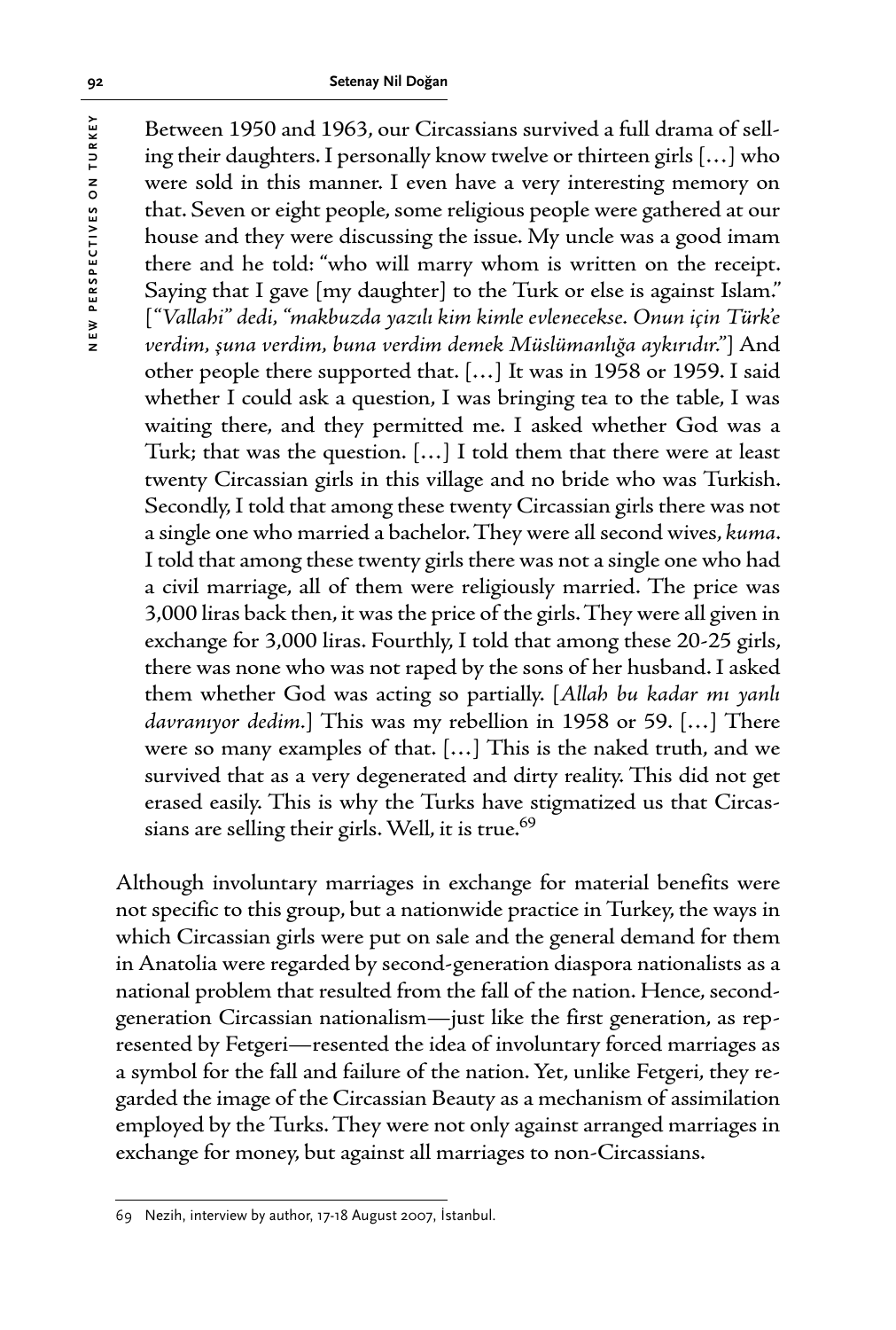> Between 1950 and 1963, our Circassians survived a full drama of selling their daughters. I personally know twelve or thirteen girls […] who were sold in this manner. I even have a very interesting memory on that. Seven or eight people, some religious people were gathered at our house and they were discussing the issue. My uncle was a good imam there and he told: "who will marry whom is written on the receipt. Saying that I gave [my daughter] to the Turk or else is against Islam." [*"Vallahi" dedi, "makbuzda yazılı kim kimle evlenecekse. Onun için Türk'e verdim, şuna verdim, buna verdim demek Müslümanlığa aykırıdır."*] And other people there supported that. […] It was in 1958 or 1959. I said whether I could ask a question, I was bringing tea to the table, I was waiting there, and they permitted me. I asked whether God was a Turk; that was the question. […] I told them that there were at least twenty Circassian girls in this village and no bride who was Turkish. Secondly, I told that among these twenty Circassian girls there was not a single one who married a bachelor. They were all second wives, *kuma*. I told that among these twenty girls there was not a single one who had a civil marriage, all of them were religiously married. The price was 3,000 liras back then, it was the price of the girls. They were all given in exchange for 3,000 liras. Fourthly, I told that among these 20-25 girls, there was none who was not raped by the sons of her husband. I asked them whether God was acting so partially. [*Allah bu kadar mı yanlı davranıyor dedim.*] This was my rebellion in 1958 or 59. […] There were so many examples of that. […] This is the naked truth, and we survived that as a very degenerated and dirty reality. This did not get erased easily. This is why the Turks have stigmatized us that Circassians are selling their girls. Well, it is true.[69]

Although involuntary marriages in exchange for material benefits were not specific to this group, but a nationwide practice in Turkey, the ways in which Circassian girls were put on sale and the general demand for them in Anatolia were regarded by second-generation diaspora nationalists as a national problem that resulted from the fall of the nation. Hence, second-generation Circassian nationalism—just like the first generation, as represented by Fetgeri—resented the idea of involuntary forced marriages as a symbol for the fall and failure of the nation. Yet, unlike Fetgeri, they regarded the image of the Circassian Beauty as a mechanism of assimilation employed by the Turks. They were not only against arranged marriages in exchange for money, but against all marriages to non-Circassians.

---

69 Nezih, interview by author, 17-18 August 2007, İstanbul.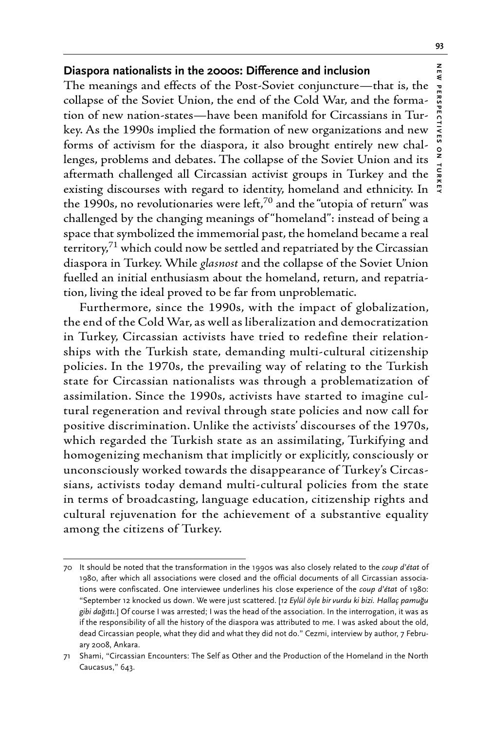### Diaspora nationalists in the 2000s: Difference and inclusion

The meanings and effects of the Post-Soviet conjuncture—that is, the collapse of the Soviet Union, the end of the Cold War, and the formation of new nation-states—have been manifold for Circassians in Turkey. As the 1990s implied the formation of new organizations and new forms of activism for the diaspora, it also brought entirely new challenges, problems and debates. The collapse of the Soviet Union and its aftermath challenged all Circassian activist groups in Turkey and the existing discourses with regard to identity, homeland and ethnicity. In the 1990s, no revolutionaries were left,[70] and the "utopia of return" was challenged by the changing meanings of "homeland": instead of being a space that symbolized the immemorial past, the homeland became a real territory,[71] which could now be settled and repatriated by the Circassian diaspora in Turkey. While *glasnost* and the collapse of the Soviet Union fuelled an initial enthusiasm about the homeland, return, and repatriation, living the ideal proved to be far from unproblematic.

Furthermore, since the 1990s, with the impact of globalization, the end of the Cold War, as well as liberalization and democratization in Turkey, Circassian activists have tried to redefine their relationships with the Turkish state, demanding multi-cultural citizenship policies. In the 1970s, the prevailing way of relating to the Turkish state for Circassian nationalists was through a problematization of assimilation. Since the 1990s, activists have started to imagine cultural regeneration and revival through state policies and now call for positive discrimination. Unlike the activists' discourses of the 1970s, which regarded the Turkish state as an assimilating, Turkifying and homogenizing mechanism that implicitly or explicitly, consciously or unconsciously worked towards the disappearance of Turkey's Circassians, activists today demand multi-cultural policies from the state in terms of broadcasting, language education, citizenship rights and cultural rejuvenation for the achievement of a substantive equality among the citizens of Turkey.

---

70 It should be noted that the transformation in the 1990s was also closely related to the *coup d'état* of 1980, after which all associations were closed and the official documents of all Circassian associations were confiscated. One interviewee underlines his close experience of the *coup d'état* of 1980: "September 12 knocked us down. We were just scattered. [*12 Eylül öyle bir vurdu ki bizi. Hallaç pamuğu gibi dağıttı.*] Of course I was arrested; I was the head of the association. In the interrogation, it was as if the responsibility of all the history of the diaspora was attributed to me. I was asked about the old, dead Circassian people, what they did and what they did not do." Cezmi, interview by author, 7 February 2008, Ankara.

71 Shami, "Circassian Encounters: The Self as Other and the Production of the Homeland in the North Caucasus," 643.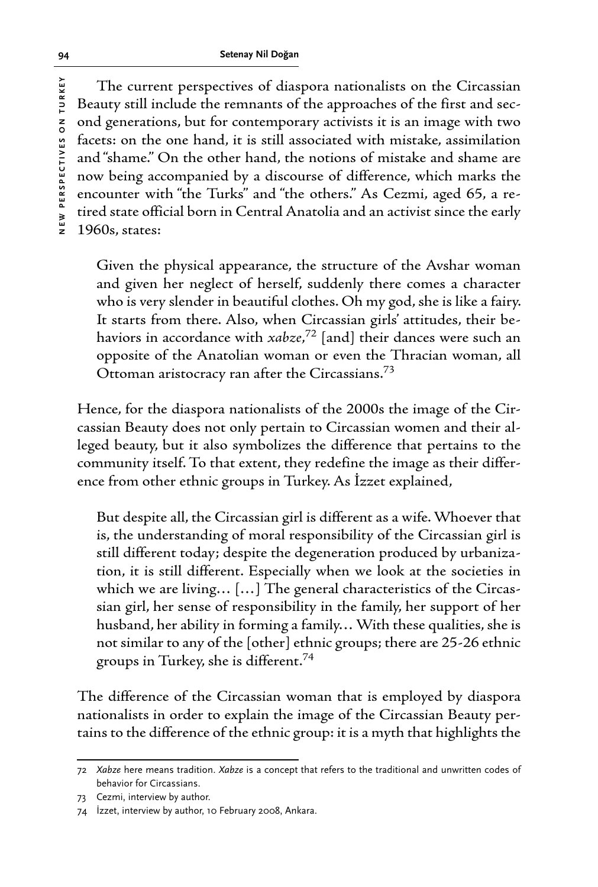The current perspectives of diaspora nationalists on the Circassian Beauty still include the remnants of the approaches of the first and second generations, but for contemporary activists it is an image with two facets: on the one hand, it is still associated with mistake, assimilation and "shame." On the other hand, the notions of mistake and shame are now being accompanied by a discourse of difference, which marks the encounter with "the Turks" and "the others." As Cezmi, aged 65, a retired state official born in Central Anatolia and an activist since the early 1960s, states:

> Given the physical appearance, the structure of the Avshar woman and given her neglect of herself, suddenly there comes a character who is very slender in beautiful clothes. Oh my god, she is like a fairy. It starts from there. Also, when Circassian girls' attitudes, their behaviors in accordance with *xabze*,[72] [and] their dances were such an opposite of the Anatolian woman or even the Thracian woman, all Ottoman aristocracy ran after the Circassians.[73]

Hence, for the diaspora nationalists of the 2000s the image of the Circassian Beauty does not only pertain to Circassian women and their alleged beauty, but it also symbolizes the difference that pertains to the community itself. To that extent, they redefine the image as their difference from other ethnic groups in Turkey. As İzzet explained,

> But despite all, the Circassian girl is different as a wife. Whoever that is, the understanding of moral responsibility of the Circassian girl is still different today; despite the degeneration produced by urbanization, it is still different. Especially when we look at the societies in which we are living… […] The general characteristics of the Circassian girl, her sense of responsibility in the family, her support of her husband, her ability in forming a family… With these qualities, she is not similar to any of the [other] ethnic groups; there are 25-26 ethnic groups in Turkey, she is different.[74]

The difference of the Circassian woman that is employed by diaspora nationalists in order to explain the image of the Circassian Beauty pertains to the difference of the ethnic group: it is a myth that highlights the

---

72 *Xabze* here means tradition. *Xabze* is a concept that refers to the traditional and unwritten codes of behavior for Circassians.

73 Cezmi, interview by author.

74 İzzet, interview by author, 10 February 2008, Ankara.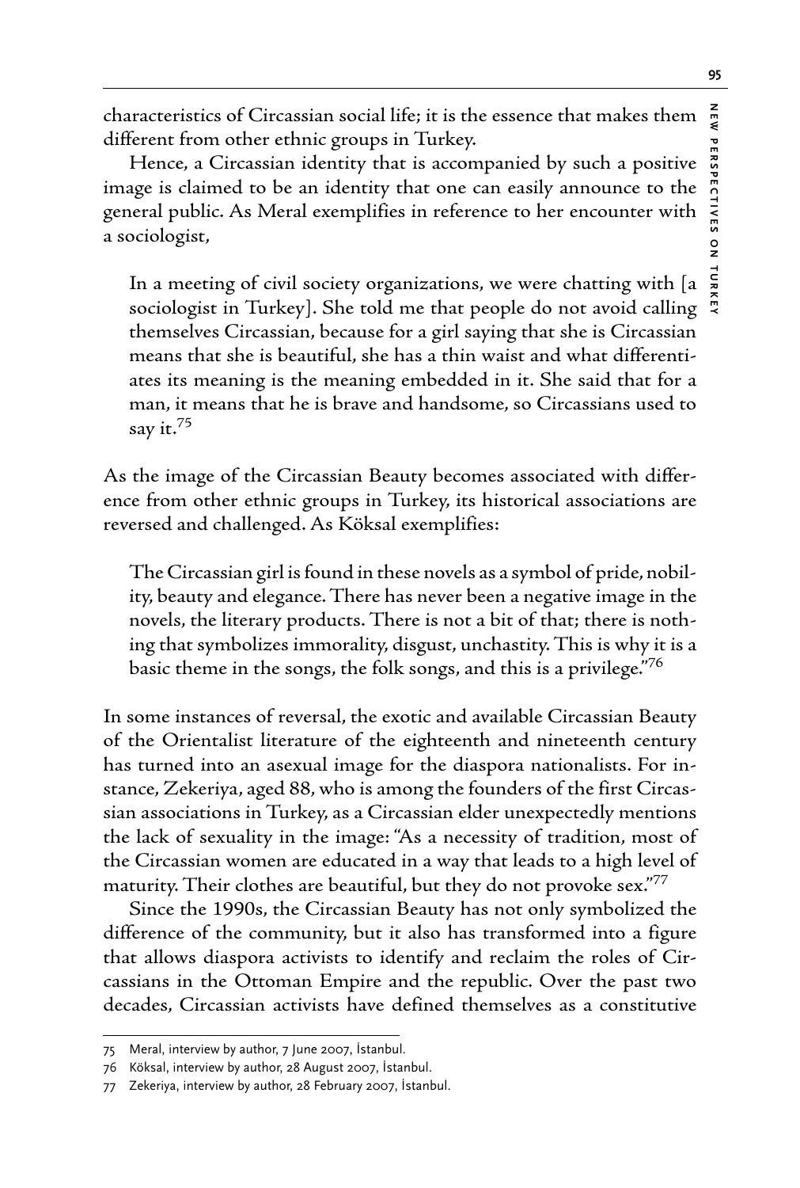characteristics of Circassian social life; it is the essence that makes them different from other ethnic groups in Turkey.

Hence, a Circassian identity that is accompanied by such a positive image is claimed to be an identity that one can easily announce to the general public. As Meral exemplifies in reference to her encounter with a sociologist,

> In a meeting of civil society organizations, we were chatting with [a sociologist in Turkey]. She told me that people do not avoid calling themselves Circassian, because for a girl saying that she is Circassian means that she is beautiful, she has a thin waist and what differentiates its meaning is the meaning embedded in it. She said that for a man, it means that he is brave and handsome, so Circassians used to say it.[75]

As the image of the Circassian Beauty becomes associated with difference from other ethnic groups in Turkey, its historical associations are reversed and challenged. As Köksal exemplifies:

> The Circassian girl is found in these novels as a symbol of pride, nobility, beauty and elegance. There has never been a negative image in the novels, the literary products. There is not a bit of that; there is nothing that symbolizes immorality, disgust, unchastity. This is why it is a basic theme in the songs, the folk songs, and this is a privilege."[76]

In some instances of reversal, the exotic and available Circassian Beauty of the Orientalist literature of the eighteenth and nineteenth century has turned into an asexual image for the diaspora nationalists. For instance, Zekeriya, aged 88, who is among the founders of the first Circassian associations in Turkey, as a Circassian elder unexpectedly mentions the lack of sexuality in the image: "As a necessity of tradition, most of the Circassian women are educated in a way that leads to a high level of maturity. Their clothes are beautiful, but they do not provoke sex."[77]

Since the 1990s, the Circassian Beauty has not only symbolized the difference of the community, but it also has transformed into a figure that allows diaspora activists to identify and reclaim the roles of Circassians in the Ottoman Empire and the republic. Over the past two decades, Circassian activists have defined themselves as a constitutive

---

75 Meral, interview by author, 7 June 2007, İstanbul.

76 Köksal, interview by author, 28 August 2007, İstanbul.

77 Zekeriya, interview by author, 28 February 2007, İstanbul.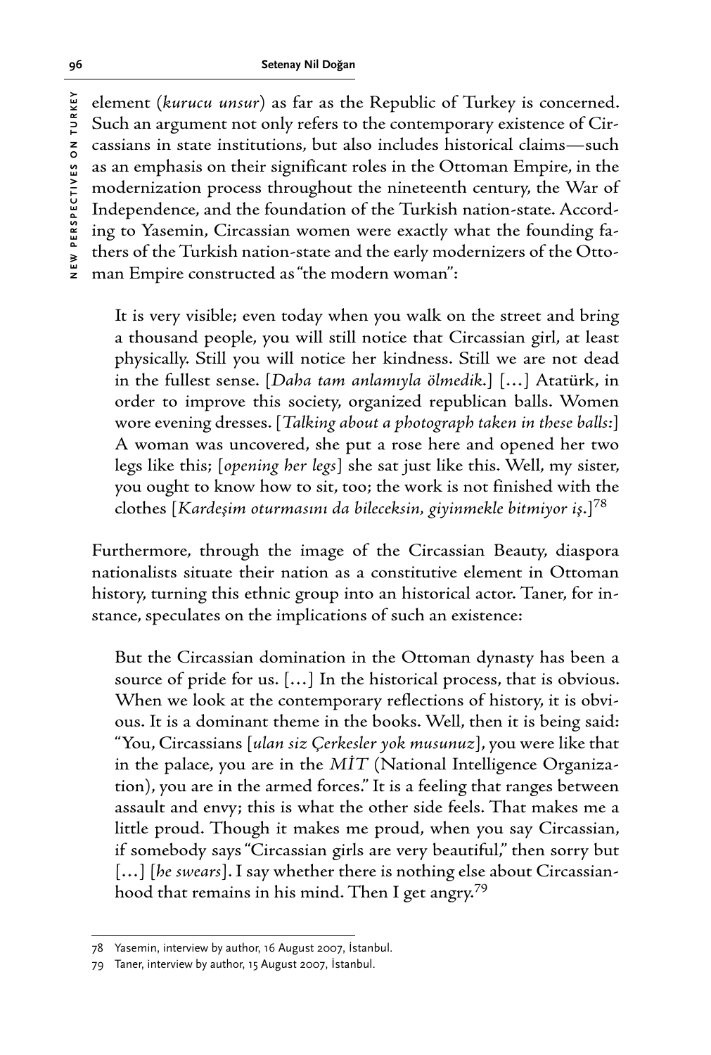element (*kurucu unsur*) as far as the Republic of Turkey is concerned. Such an argument not only refers to the contemporary existence of Circassians in state institutions, but also includes historical claims—such as an emphasis on their significant roles in the Ottoman Empire, in the modernization process throughout the nineteenth century, the War of Independence, and the foundation of the Turkish nation-state. According to Yasemin, Circassian women were exactly what the founding fathers of the Turkish nation-state and the early modernizers of the Ottoman Empire constructed as "the modern woman":

> It is very visible; even today when you walk on the street and bring a thousand people, you will still notice that Circassian girl, at least physically. Still you will notice her kindness. Still we are not dead in the fullest sense. [*Daha tam anlamıyla ölmedik.*] […] Atatürk, in order to improve this society, organized republican balls. Women wore evening dresses. [*Talking about a photograph taken in these balls:*] A woman was uncovered, she put a rose here and opened her two legs like this; [*opening her legs*] she sat just like this. Well, my sister, you ought to know how to sit, too; the work is not finished with the clothes [*Kardeşim oturmasını da bileceksin, giyinmekle bitmiyor iş.*][78]

Furthermore, through the image of the Circassian Beauty, diaspora nationalists situate their nation as a constitutive element in Ottoman history, turning this ethnic group into an historical actor. Taner, for instance, speculates on the implications of such an existence:

> But the Circassian domination in the Ottoman dynasty has been a source of pride for us. […] In the historical process, that is obvious. When we look at the contemporary reflections of history, it is obvious. It is a dominant theme in the books. Well, then it is being said: "You, Circassians [*ulan siz Çerkesler yok musunuz*], you were like that in the palace, you are in the *MİT* (National Intelligence Organization), you are in the armed forces." It is a feeling that ranges between assault and envy; this is what the other side feels. That makes me a little proud. Though it makes me proud, when you say Circassian, if somebody says "Circassian girls are very beautiful," then sorry but […] [*he swears*]. I say whether there is nothing else about Circassianhood that remains in his mind. Then I get angry.[79]

---

78 Yasemin, interview by author, 16 August 2007, İstanbul.

79 Taner, interview by author, 15 August 2007, İstanbul.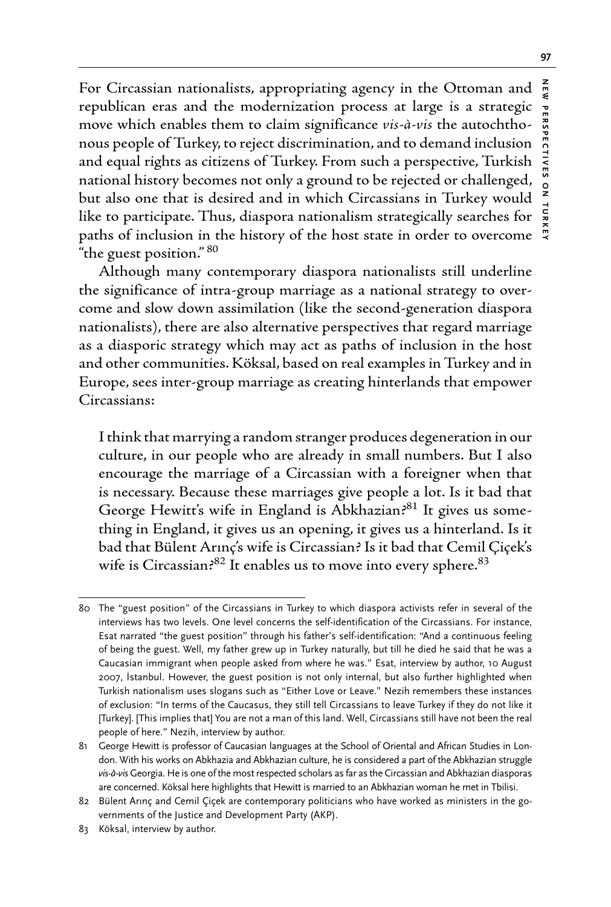For Circassian nationalists, appropriating agency in the Ottoman and republican eras and the modernization process at large is a strategic move which enables them to claim significance *vis-à-vis* the autochthonous people of Turkey, to reject discrimination, and to demand inclusion and equal rights as citizens of Turkey. From such a perspective, Turkish national history becomes not only a ground to be rejected or challenged, but also one that is desired and in which Circassians in Turkey would like to participate. Thus, diaspora nationalism strategically searches for paths of inclusion in the history of the host state in order to overcome "the guest position."[80]

Although many contemporary diaspora nationalists still underline the significance of intra-group marriage as a national strategy to overcome and slow down assimilation (like the second-generation diaspora nationalists), there are also alternative perspectives that regard marriage as a diasporic strategy which may act as paths of inclusion in the host and other communities. Köksal, based on real examples in Turkey and in Europe, sees inter-group marriage as creating hinterlands that empower Circassians:

> I think that marrying a random stranger produces degeneration in our culture, in our people who are already in small numbers. But I also encourage the marriage of a Circassian with a foreigner when that is necessary. Because these marriages give people a lot. Is it bad that George Hewitt's wife in England is Abkhazian?[81] It gives us something in England, it gives us an opening, it gives us a hinterland. Is it bad that Bülent Arınç's wife is Circassian? Is it bad that Cemil Çiçek's wife is Circassian?[82] It enables us to move into every sphere.[83]

---

80 The "guest position" of the Circassians in Turkey to which diaspora activists refer in several of the interviews has two levels. One level concerns the self-identification of the Circassians. For instance, Esat narrated "the guest position" through his father's self-identification: "And a continuous feeling of being the guest. Well, my father grew up in Turkey naturally, but till he died he said that he was a Caucasian immigrant when people asked from where he was." Esat, interview by author, 10 August 2007, İstanbul. However, the guest position is not only internal, but also further highlighted when Turkish nationalism uses slogans such as "Either Love or Leave." Nezih remembers these instances of exclusion: "In terms of the Caucasus, they still tell Circassians to leave Turkey if they do not like it [Turkey]. [This implies that] You are not a man of this land. Well, Circassians still have not been the real people of here." Nezih, interview by author.

81 George Hewitt is professor of Caucasian languages at the School of Oriental and African Studies in London. With his works on Abkhazia and Abkhazian culture, he is considered a part of the Abkhazian struggle *vis-à-vis* Georgia. He is one of the most respected scholars as far as the Circassian and Abkhazian diasporas are concerned. Köksal here highlights that Hewitt is married to an Abkhazian woman he met in Tbilisi.

82 Bülent Arınç and Cemil Çiçek are contemporary politicians who have worked as ministers in the governments of the Justice and Development Party (AKP).

83 Köksal, interview by author.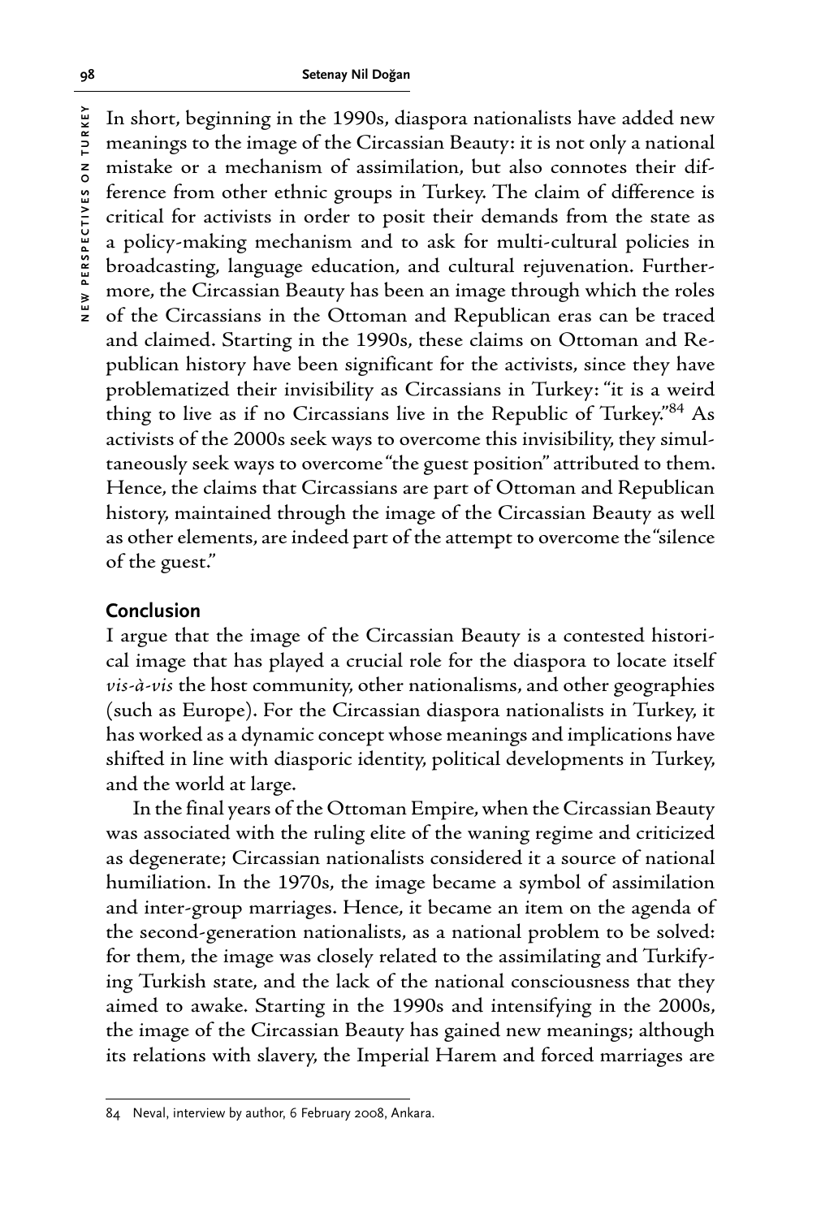In short, beginning in the 1990s, diaspora nationalists have added new meanings to the image of the Circassian Beauty: it is not only a national mistake or a mechanism of assimilation, but also connotes their difference from other ethnic groups in Turkey. The claim of difference is critical for activists in order to posit their demands from the state as a policy-making mechanism and to ask for multi-cultural policies in broadcasting, language education, and cultural rejuvenation. Furthermore, the Circassian Beauty has been an image through which the roles of the Circassians in the Ottoman and Republican eras can be traced and claimed. Starting in the 1990s, these claims on Ottoman and Republican history have been significant for the activists, since they have problematized their invisibility as Circassians in Turkey: "it is a weird thing to live as if no Circassians live in the Republic of Turkey."[84] As activists of the 2000s seek ways to overcome this invisibility, they simultaneously seek ways to overcome "the guest position" attributed to them. Hence, the claims that Circassians are part of Ottoman and Republican history, maintained through the image of the Circassian Beauty as well as other elements, are indeed part of the attempt to overcome the "silence of the guest."

## Conclusion

I argue that the image of the Circassian Beauty is a contested historical image that has played a crucial role for the diaspora to locate itself *vis-à-vis* the host community, other nationalisms, and other geographies (such as Europe). For the Circassian diaspora nationalists in Turkey, it has worked as a dynamic concept whose meanings and implications have shifted in line with diasporic identity, political developments in Turkey, and the world at large.

In the final years of the Ottoman Empire, when the Circassian Beauty was associated with the ruling elite of the waning regime and criticized as degenerate; Circassian nationalists considered it a source of national humiliation. In the 1970s, the image became a symbol of assimilation and inter-group marriages. Hence, it became an item on the agenda of the second-generation nationalists, as a national problem to be solved: for them, the image was closely related to the assimilating and Turkifying Turkish state, and the lack of the national consciousness that they aimed to awake. Starting in the 1990s and intensifying in the 2000s, the image of the Circassian Beauty has gained new meanings; although its relations with slavery, the Imperial Harem and forced marriages are

84 Neval, interview by author, 6 February 2008, Ankara.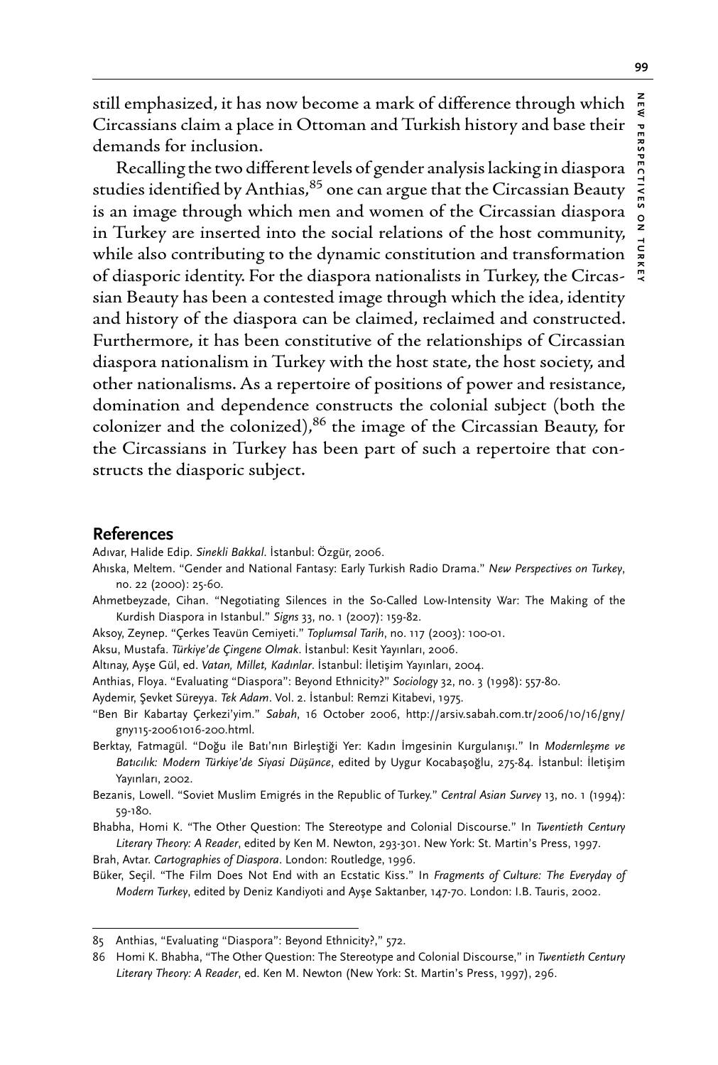still emphasized, it has now become a mark of difference through which Circassians claim a place in Ottoman and Turkish history and base their demands for inclusion.

Recalling the two different levels of gender analysis lacking in diaspora studies identified by Anthias,[85] one can argue that the Circassian Beauty is an image through which men and women of the Circassian diaspora in Turkey are inserted into the social relations of the host community, while also contributing to the dynamic constitution and transformation of diasporic identity. For the diaspora nationalists in Turkey, the Circassian Beauty has been a contested image through which the idea, identity and history of the diaspora can be claimed, reclaimed and constructed. Furthermore, it has been constitutive of the relationships of Circassian diaspora nationalism in Turkey with the host state, the host society, and other nationalisms. As a repertoire of positions of power and resistance, domination and dependence constructs the colonial subject (both the colonizer and the colonized),[86] the image of the Circassian Beauty, for the Circassians in Turkey has been part of such a repertoire that constructs the diasporic subject.

## References

Adıvar, Halide Edip. *Sinekli Bakkal*. İstanbul: Özgür, 2006.

Ahıska, Meltem. "Gender and National Fantasy: Early Turkish Radio Drama." *New Perspectives on Turkey*, no. 22 (2000): 25-60.

Ahmetbeyzade, Cihan. "Negotiating Silences in the So-Called Low-Intensity War: The Making of the Kurdish Diaspora in Istanbul." *Signs* 33, no. 1 (2007): 159-82.

Aksoy, Zeynep. "Çerkes Teavün Cemiyeti." *Toplumsal Tarih*, no. 117 (2003): 100-01.

Aksu, Mustafa. *Türkiye'de Çingene Olmak*. İstanbul: Kesit Yayınları, 2006.

Altınay, Ayşe Gül, ed. *Vatan, Millet, Kadınlar*. İstanbul: İletişim Yayınları, 2004.

Anthias, Floya. "Evaluating "Diaspora": Beyond Ethnicity?" *Sociology* 32, no. 3 (1998): 557-80.

Aydemir, Şevket Süreyya. *Tek Adam*. Vol. 2. İstanbul: Remzi Kitabevi, 1975.

"Ben Bir Kabartay Çerkezi'yim." *Sabah*, 16 October 2006, http://arsiv.sabah.com.tr/2006/10/16/gny/gny115-20061016-200.html.

Berktay, Fatmagül. "Doğu ile Batı'nın Birleştiği Yer: Kadın İmgesinin Kurgulanışı." In *Modernleşme ve Batıcılık: Modern Türkiye'de Siyasi Düşünce*, edited by Uygur Kocabaşoğlu, 275-84. İstanbul: İletişim Yayınları, 2002.

Bezanis, Lowell. "Soviet Muslim Emigrés in the Republic of Turkey." *Central Asian Survey* 13, no. 1 (1994): 59-180.

Bhabha, Homi K. "The Other Question: The Stereotype and Colonial Discourse." In *Twentieth Century Literary Theory: A Reader*, edited by Ken M. Newton, 293-301. New York: St. Martin's Press, 1997.

Brah, Avtar. *Cartographies of Diaspora*. London: Routledge, 1996.

Büker, Seçil. "The Film Does Not End with an Ecstatic Kiss." In *Fragments of Culture: The Everyday of Modern Turkey*, edited by Deniz Kandiyoti and Ayşe Saktanber, 147-70. London: I.B. Tauris, 2002.

---

85 Anthias, "Evaluating "Diaspora": Beyond Ethnicity?," 572.

86 Homi K. Bhabha, "The Other Question: The Stereotype and Colonial Discourse," in *Twentieth Century Literary Theory: A Reader*, ed. Ken M. Newton (New York: St. Martin's Press, 1997), 296.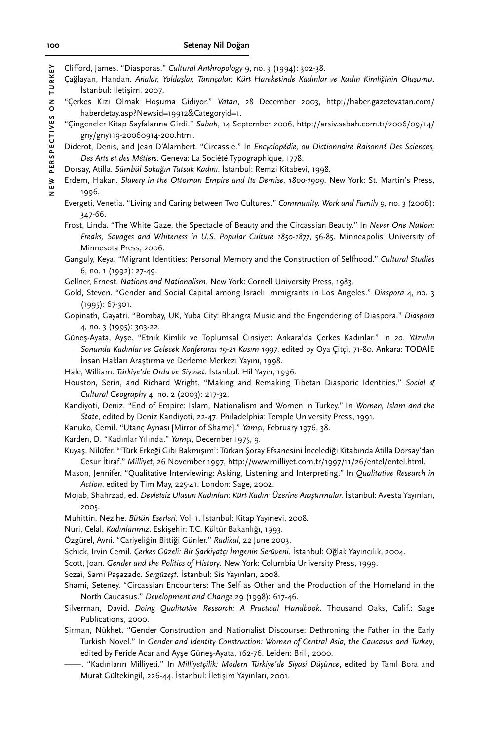Clifford, James. "Diasporas." *Cultural Anthropology* 9, no. 3 (1994): 302-38.

Çağlayan, Handan. *Analar, Yoldaşlar, Tanrıçalar: Kürt Hareketinde Kadınlar ve Kadın Kimliğinin Oluşumu*. İstanbul: İletişim, 2007.

"Çerkes Kızı Olmak Hoşuma Gidiyor." *Vatan*, 28 December 2003, http://haber.gazetevatan.com/haberdetay.asp?Newsid=19912&Categoryid=1.

"Çingeneler Kitap Sayfalarına Girdi." *Sabah*, 14 September 2006, http://arsiv.sabah.com.tr/2006/09/14/gny/gny119-20060914-200.html.

Diderot, Denis, and Jean D'Alambert. "Circassie." In *Encyclopédie, ou Dictionnaire Raisonné Des Sciences, Des Arts et des Métiers*. Geneva: La Société Typographique, 1778.

Dorsay, Atilla. *Sümbül Sokağın Tutsak Kadını*. İstanbul: Remzi Kitabevi, 1998.

Erdem, Hakan. *Slavery in the Ottoman Empire and Its Demise, 1800-1909*. New York: St. Martin's Press, 1996.

Evergeti, Venetia. "Living and Caring between Two Cultures." *Community, Work and Family* 9, no. 3 (2006): 347-66.

Frost, Linda. "The White Gaze, the Spectacle of Beauty and the Circassian Beauty." In *Never One Nation: Freaks, Savages and Whiteness in U.S. Popular Culture 1850-1877*, 56-85. Minneapolis: University of Minnesota Press, 2006.

Ganguly, Keya. "Migrant Identities: Personal Memory and the Construction of Selfhood." *Cultural Studies* 6, no. 1 (1992): 27-49.

Gellner, Ernest. *Nations and Nationalism*. New York: Cornell University Press, 1983.

Gold, Steven. "Gender and Social Capital among Israeli Immigrants in Los Angeles." *Diaspora* 4, no. 3 (1995): 67-301.

Gopinath, Gayatri. "Bombay, UK, Yuba City: Bhangra Music and the Engendering of Diaspora." *Diaspora* 4, no. 3 (1995): 303-22.

Güneş-Ayata, Ayşe. "Etnik Kimlik ve Toplumsal Cinsiyet: Ankara'da Çerkes Kadınlar." In *20. Yüzyılın Sonunda Kadınlar ve Gelecek Konferansı 19-21 Kasım 1997*, edited by Oya Çitçi, 71-80. Ankara: TODAİE İnsan Hakları Araştırma ve Derleme Merkezi Yayını, 1998.

Hale, William. *Türkiye'de Ordu ve Siyaset*. İstanbul: Hil Yayın, 1996.

Houston, Serin, and Richard Wright. "Making and Remaking Tibetan Diasporic Identities." *Social & Cultural Geography* 4, no. 2 (2003): 217-32.

Kandiyoti, Deniz. "End of Empire: Islam, Nationalism and Women in Turkey." In *Women, Islam and the State*, edited by Deniz Kandiyoti, 22-47. Philadelphia: Temple University Press, 1991.

Kanuko, Cemil. "Utanç Aynası [Mirror of Shame]." *Yamçı*, February 1976, 38.

Karden, D. "Kadınlar Yılında." *Yamçı*, December 1975, 9.

Kuyaş, Nilüfer. "'Türk Erkeği Gibi Bakmışım': Türkan Şoray Efsanesini İncelediği Kitabında Atilla Dorsay'dan Cesur İtiraf." *Milliyet*, 26 November 1997, http://www.milliyet.com.tr/1997/11/26/entel/entel.html.

Mason, Jennifer. "Qualitative Interviewing: Asking, Listening and Interpreting." In *Qualitative Research in Action*, edited by Tim May, 225-41. London: Sage, 2002.

Mojab, Shahrzad, ed. *Devletsiz Ulusun Kadınları: Kürt Kadını Üzerine Araştırmalar*. İstanbul: Avesta Yayınları, 2005.

Muhittin, Nezihe. *Bütün Eserleri*. Vol. 1. İstanbul: Kitap Yayınevi, 2008.

Nuri, Celal. *Kadınlarımız*. Eskişehir: T.C. Kültür Bakanlığı, 1993.

Özgürel, Avni. "Cariyeliğin Bittiği Günler." *Radikal*, 22 June 2003.

Schick, Irvin Cemil. *Çerkes Güzeli: Bir Şarkiyatçı İmgenin Serüveni*. İstanbul: Oğlak Yayıncılık, 2004.

Scott, Joan. *Gender and the Politics of History*. New York: Columbia University Press, 1999.

Sezai, Sami Paşazade. *Sergüzeşt*. İstanbul: Sis Yayınları, 2008.

Shami, Seteney. "Circassian Encounters: The Self as Other and the Production of the Homeland in the North Caucasus." *Development and Change* 29 (1998): 617-46.

Silverman, David. *Doing Qualitative Research: A Practical Handbook*. Thousand Oaks, Calif.: Sage Publications, 2000.

Sirman, Nükhet. "Gender Construction and Nationalist Discourse: Dethroning the Father in the Early Turkish Novel." In *Gender and Identity Construction: Women of Central Asia, the Caucasus and Turkey*, edited by Feride Acar and Ayşe Güneş-Ayata, 162-76. Leiden: Brill, 2000.

——. "Kadınların Milliyeti." In *Milliyetçilik: Modern Türkiye'de Siyasi Düşünce*, edited by Tanıl Bora and Murat Gültekingil, 226-44. İstanbul: İletişim Yayınları, 2001.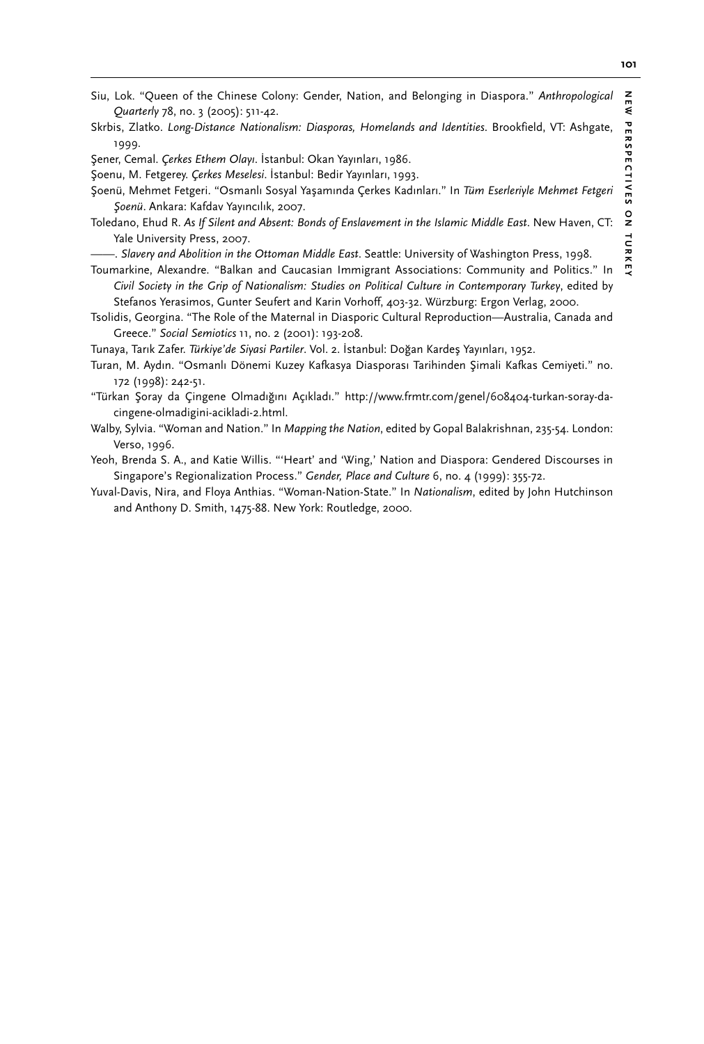Siu, Lok. "Queen of the Chinese Colony: Gender, Nation, and Belonging in Diaspora." *Anthropological Quarterly* 78, no. 3 (2005): 511-42.

Skrbis, Zlatko. *Long-Distance Nationalism: Diasporas, Homelands and Identities*. Brookfield, VT: Ashgate, 1999.

Şener, Cemal. *Çerkes Ethem Olayı*. İstanbul: Okan Yayınları, 1986.

Şoenu, M. Fetgerey. *Çerkes Meselesi*. İstanbul: Bedir Yayınları, 1993.

Şoenü, Mehmet Fetgeri. "Osmanlı Sosyal Yaşamında Çerkes Kadınları." In *Tüm Eserleriyle Mehmet Fetgeri Şoenü*. Ankara: Kafdav Yayıncılık, 2007.

Toledano, Ehud R. *As If Silent and Absent: Bonds of Enslavement in the Islamic Middle East*. New Haven, CT: Yale University Press, 2007.

——. *Slavery and Abolition in the Ottoman Middle East*. Seattle: University of Washington Press, 1998.

Toumarkine, Alexandre. "Balkan and Caucasian Immigrant Associations: Community and Politics." In *Civil Society in the Grip of Nationalism: Studies on Political Culture in Contemporary Turkey*, edited by Stefanos Yerasimos, Gunter Seufert and Karin Vorhoff, 403-32. Würzburg: Ergon Verlag, 2000.

Tsolidis, Georgina. "The Role of the Maternal in Diasporic Cultural Reproduction—Australia, Canada and Greece." *Social Semiotics* 11, no. 2 (2001): 193-208.

Tunaya, Tarık Zafer. *Türkiye'de Siyasi Partiler*. Vol. 2. İstanbul: Doğan Kardeş Yayınları, 1952.

Turan, M. Aydın. "Osmanlı Dönemi Kuzey Kafkasya Diasporası Tarihinden Şimali Kafkas Cemiyeti." no. 172 (1998): 242-51.

"Türkan Şoray da Çingene Olmadığını Açıkladı." http://www.frmtr.com/genel/608404-turkan-soray-da-cingene-olmadigini-acikladi-2.html.

Walby, Sylvia. "Woman and Nation." In *Mapping the Nation*, edited by Gopal Balakrishnan, 235-54. London: Verso, 1996.

Yeoh, Brenda S. A., and Katie Willis. "'Heart' and 'Wing,' Nation and Diaspora: Gendered Discourses in Singapore's Regionalization Process." *Gender, Place and Culture* 6, no. 4 (1999): 355-72.

Yuval-Davis, Nira, and Floya Anthias. "Woman-Nation-State." In *Nationalism*, edited by John Hutchinson and Anthony D. Smith, 1475-88. New York: Routledge, 2000.